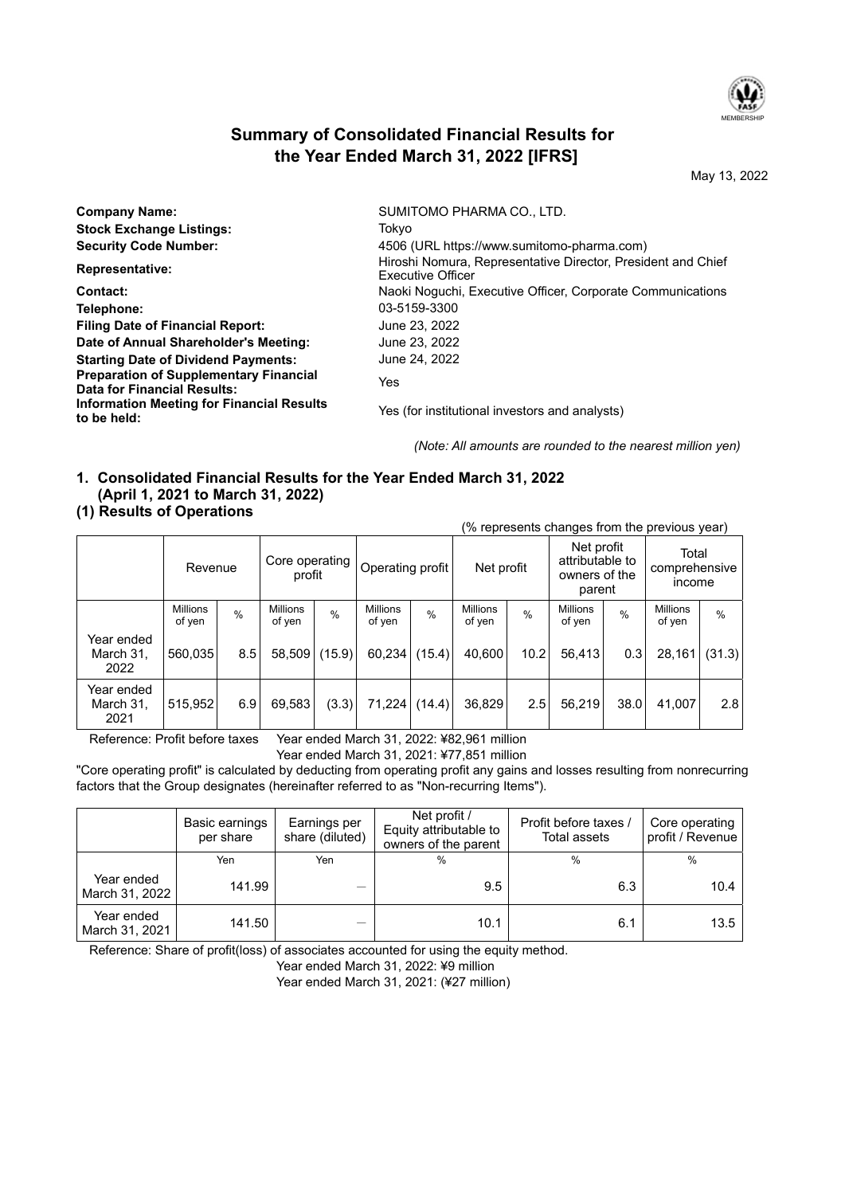# Summary of Consolidated Financial Results for the Year Ended March 31, 2022 [IFRS]

May 13, 2022

| | |
|---|---|
| **Company Name:** | SUMITOMO PHARMA CO., LTD. |
| **Stock Exchange Listings:** | Tokyo |
| **Security Code Number:** | 4506 (URL https://www.sumitomo-pharma.com) |
| **Representative:** | Hiroshi Nomura, Representative Director, President and Chief Executive Officer |
| **Contact:** | Naoki Noguchi, Executive Officer, Corporate Communications |
| **Telephone:** | 03-5159-3300 |
| **Filing Date of Financial Report:** | June 23, 2022 |
| **Date of Annual Shareholder's Meeting:** | June 23, 2022 |
| **Starting Date of Dividend Payments:** | June 24, 2022 |
| **Preparation of Supplementary Financial Data for Financial Results:** | Yes |
| **Information Meeting for Financial Results to be held:** | Yes (for institutional investors and analysts) |

*(Note: All amounts are rounded to the nearest million yen)*

## 1. Consolidated Financial Results for the Year Ended March 31, 2022 (April 1, 2021 to March 31, 2022)

### (1) Results of Operations

(% represents changes from the previous year)

| | Revenue | | Core operating profit | | Operating profit | | Net profit | | Net profit attributable to owners of the parent | | Total comprehensive income | |
|---|---|---|---|---|---|---|---|---|---|---|---|---|
| | Millions of yen | % | Millions of yen | % | Millions of yen | % | Millions of yen | % | Millions of yen | % | Millions of yen | % |
| Year ended March 31, 2022 | 560,035 | 8.5 | 58,509 | (15.9) | 60,234 | (15.4) | 40,600 | 10.2 | 56,413 | 0.3 | 28,161 | (31.3) |
| Year ended March 31, 2021 | 515,952 | 6.9 | 69,583 | (3.3) | 71,224 | (14.4) | 36,829 | 2.5 | 56,219 | 38.0 | 41,007 | 2.8 |

Reference: Profit before taxes Year ended March 31, 2022: ¥82,961 million
Year ended March 31, 2021: ¥77,851 million

"Core operating profit" is calculated by deducting from operating profit any gains and losses resulting from nonrecurring factors that the Group designates (hereinafter referred to as "Non-recurring Items").

| | Basic earnings per share | Earnings per share (diluted) | Net profit / Equity attributable to owners of the parent | Profit before taxes / Total assets | Core operating profit / Revenue |
|---|---|---|---|---|---|
| | Yen | Yen | % | % | % |
| Year ended March 31, 2022 | 141.99 | — | 9.5 | 6.3 | 10.4 |
| Year ended March 31, 2021 | 141.50 | — | 10.1 | 6.1 | 13.5 |

Reference: Share of profit(loss) of associates accounted for using the equity method.
Year ended March 31, 2022: ¥9 million
Year ended March 31, 2021: (¥27 million)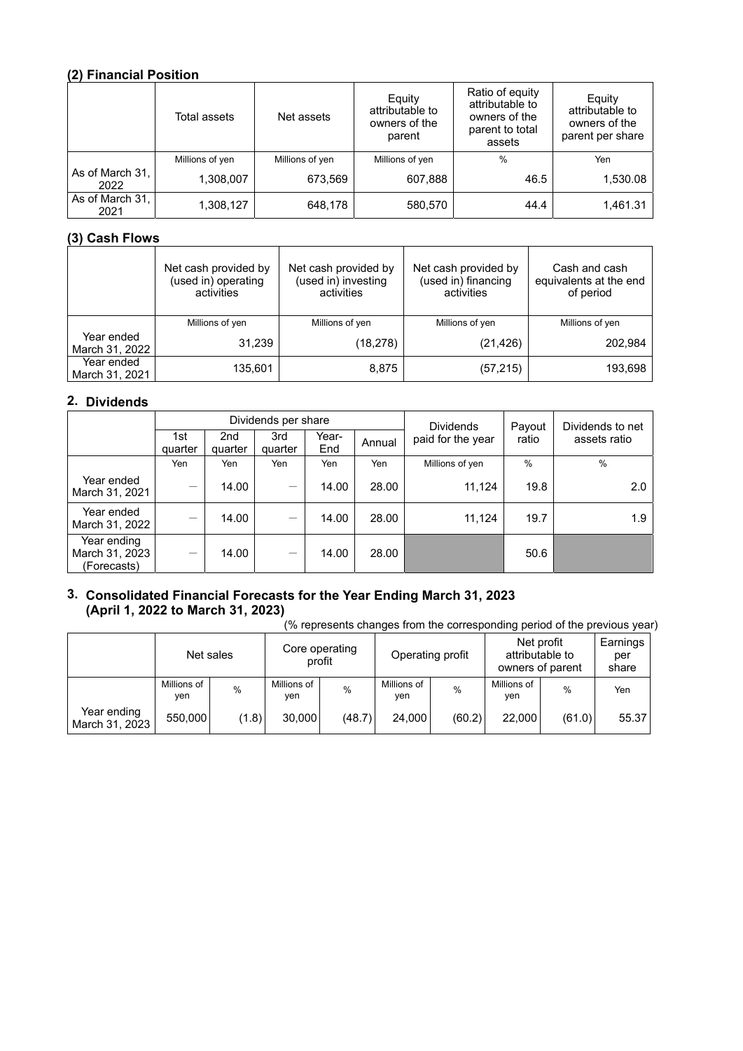### (2) Financial Position

| | Total assets | Net assets | Equity attributable to owners of the parent | Ratio of equity attributable to owners of the parent to total assets | Equity attributable to owners of the parent per share |
|---|---|---|---|---|---|
| | Millions of yen | Millions of yen | Millions of yen | % | Yen |
| As of March 31, 2022 | 1,308,007 | 673,569 | 607,888 | 46.5 | 1,530.08 |
| As of March 31, 2021 | 1,308,127 | 648,178 | 580,570 | 44.4 | 1,461.31 |

### (3) Cash Flows

| | Net cash provided by (used in) operating activities | Net cash provided by (used in) investing activities | Net cash provided by (used in) financing activities | Cash and cash equivalents at the end of period |
|---|---|---|---|---|
| | Millions of yen | Millions of yen | Millions of yen | Millions of yen |
| Year ended March 31, 2022 | 31,239 | (18,278) | (21,426) | 202,984 |
| Year ended March 31, 2021 | 135,601 | 8,875 | (57,215) | 193,698 |

## 2. Dividends

| | Dividends per share | | | | | Dividends paid for the year | Payout ratio | Dividends to net assets ratio |
|---|---|---|---|---|---|---|---|---|
| | 1st quarter | 2nd quarter | 3rd quarter | Year-End | Annual | | | |
| | Yen | Yen | Yen | Yen | Yen | Millions of yen | % | % |
| Year ended March 31, 2021 | — | 14.00 | — | 14.00 | 28.00 | 11,124 | 19.8 | 2.0 |
| Year ended March 31, 2022 | — | 14.00 | — | 14.00 | 28.00 | 11,124 | 19.7 | 1.9 |
| Year ending March 31, 2023 (Forecasts) | — | 14.00 | — | 14.00 | 28.00 | | 50.6 | |

## 3. Consolidated Financial Forecasts for the Year Ending March 31, 2023 (April 1, 2022 to March 31, 2023)

(% represents changes from the corresponding period of the previous year)

| | Net sales | | Core operating profit | | Operating profit | | Net profit attributable to owners of parent | | Earnings per share |
|---|---|---|---|---|---|---|---|---|---|
| | Millions of yen | % | Millions of yen | % | Millions of yen | % | Millions of yen | % | Yen |
| Year ending March 31, 2023 | 550,000 | (1.8) | 30,000 | (48.7) | 24,000 | (60.2) | 22,000 | (61.0) | 55.37 |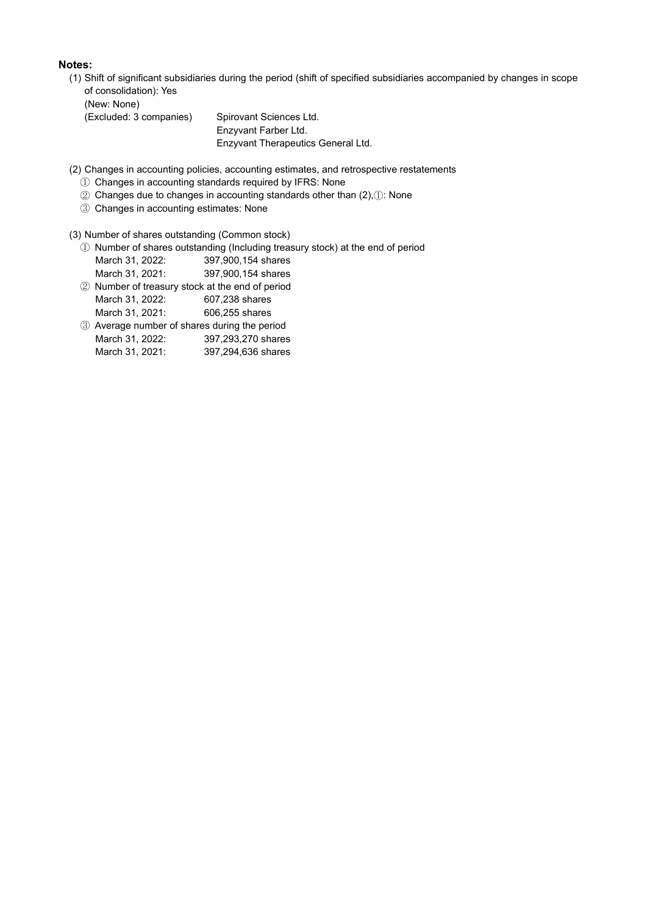**Notes:**

(1) Shift of significant subsidiaries during the period (shift of specified subsidiaries accompanied by changes in scope of consolidation): Yes

(New: None)

(Excluded: 3 companies) Spirovant Sciences Ltd.

Enzyvant Farber Ltd.

Enzyvant Therapeutics General Ltd.

(2) Changes in accounting policies, accounting estimates, and retrospective restatements

① Changes in accounting standards required by IFRS: None

② Changes due to changes in accounting standards other than (2),①: None

③ Changes in accounting estimates: None

(3) Number of shares outstanding (Common stock)

① Number of shares outstanding (Including treasury stock) at the end of period

| | |
|---|---|
| March 31, 2022: | 397,900,154 shares |
| March 31, 2021: | 397,900,154 shares |

② Number of treasury stock at the end of period

| | |
|---|---|
| March 31, 2022: | 607,238 shares |
| March 31, 2021: | 606,255 shares |

③ Average number of shares during the period

| | |
|---|---|
| March 31, 2022: | 397,293,270 shares |
| March 31, 2021: | 397,294,636 shares |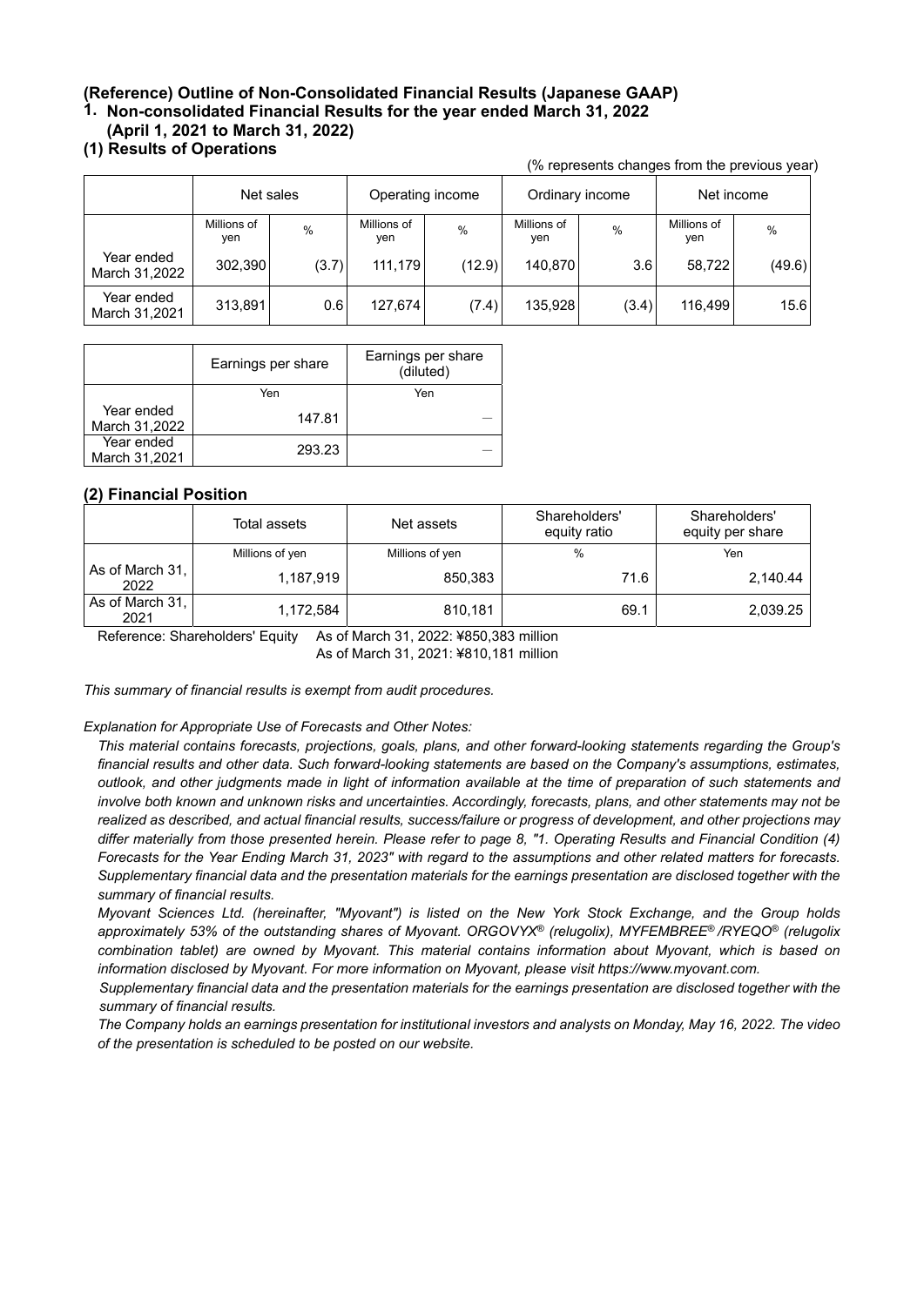## (Reference) Outline of Non-Consolidated Financial Results (Japanese GAAP)

### 1. Non-consolidated Financial Results for the year ended March 31, 2022 (April 1, 2021 to March 31, 2022)

### (1) Results of Operations

(% represents changes from the previous year)

| | Net sales | | Operating income | | Ordinary income | | Net income | |
|---|---|---|---|---|---|---|---|---|
| | Millions of yen | % | Millions of yen | % | Millions of yen | % | Millions of yen | % |
| Year ended March 31,2022 | 302,390 | (3.7) | 111,179 | (12.9) | 140,870 | 3.6 | 58,722 | (49.6) |
| Year ended March 31,2021 | 313,891 | 0.6 | 127,674 | (7.4) | 135,928 | (3.4) | 116,499 | 15.6 |

| | Earnings per share | Earnings per share (diluted) |
|---|---|---|
| | Yen | Yen |
| Year ended March 31,2022 | 147.81 | — |
| Year ended March 31,2021 | 293.23 | — |

### (2) Financial Position

| | Total assets | Net assets | Shareholders' equity ratio | Shareholders' equity per share |
|---|---|---|---|---|
| | Millions of yen | Millions of yen | % | Yen |
| As of March 31, 2022 | 1,187,919 | 850,383 | 71.6 | 2,140.44 |
| As of March 31, 2021 | 1,172,584 | 810,181 | 69.1 | 2,039.25 |

Reference: Shareholders' Equity As of March 31, 2022: ¥850,383 million
As of March 31, 2021: ¥810,181 million

*This summary of financial results is exempt from audit procedures.*

*Explanation for Appropriate Use of Forecasts and Other Notes:*

*This material contains forecasts, projections, goals, plans, and other forward-looking statements regarding the Group's financial results and other data. Such forward-looking statements are based on the Company's assumptions, estimates, outlook, and other judgments made in light of information available at the time of preparation of such statements and involve both known and unknown risks and uncertainties. Accordingly, forecasts, plans, and other statements may not be realized as described, and actual financial results, success/failure or progress of development, and other projections may differ materially from those presented herein. Please refer to page 8, "1. Operating Results and Financial Condition (4) Forecasts for the Year Ending March 31, 2023" with regard to the assumptions and other related matters for forecasts. Supplementary financial data and the presentation materials for the earnings presentation are disclosed together with the summary of financial results.*

*Myovant Sciences Ltd. (hereinafter, "Myovant") is listed on the New York Stock Exchange, and the Group holds approximately 53% of the outstanding shares of Myovant. ORGOVYX® (relugolix), MYFEMBREE® /RYEQO® (relugolix combination tablet) are owned by Myovant. This material contains information about Myovant, which is based on information disclosed by Myovant. For more information on Myovant, please visit https://www.myovant.com.*

*Supplementary financial data and the presentation materials for the earnings presentation are disclosed together with the summary of financial results.*

*The Company holds an earnings presentation for institutional investors and analysts on Monday, May 16, 2022. The video of the presentation is scheduled to be posted on our website.*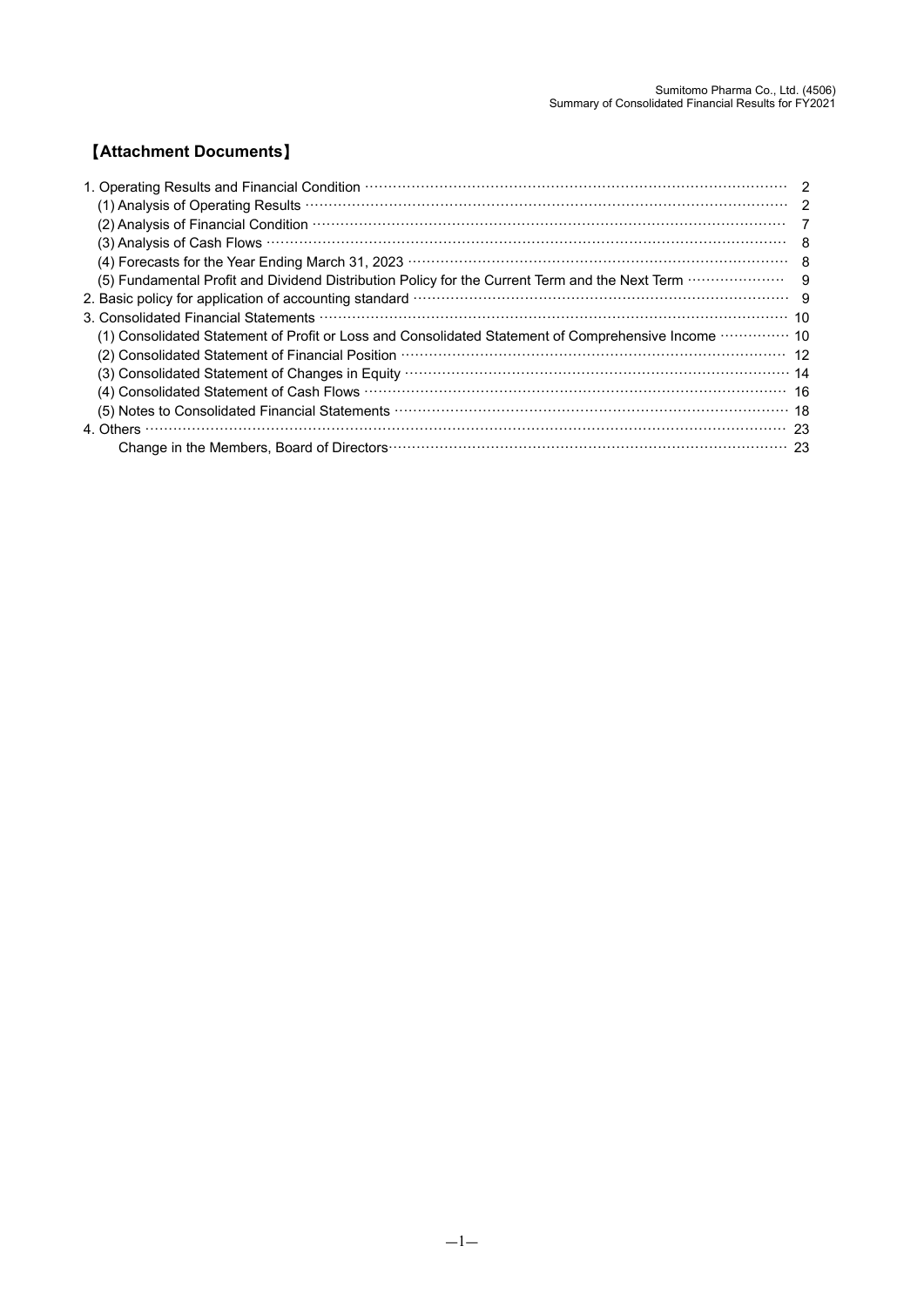## 【Attachment Documents】

1. Operating Results and Financial Condition ········· 2
   - (1) Analysis of Operating Results ········· 2
   - (2) Analysis of Financial Condition ········· 7
   - (3) Analysis of Cash Flows ········· 8
   - (4) Forecasts for the Year Ending March 31, 2023 ········· 8
   - (5) Fundamental Profit and Dividend Distribution Policy for the Current Term and the Next Term ········· 9
2. Basic policy for application of accounting standard ········· 9
3. Consolidated Financial Statements ········· 10
   - (1) Consolidated Statement of Profit or Loss and Consolidated Statement of Comprehensive Income ········· 10
   - (2) Consolidated Statement of Financial Position ········· 12
   - (3) Consolidated Statement of Changes in Equity ········· 14
   - (4) Consolidated Statement of Cash Flows ········· 16
   - (5) Notes to Consolidated Financial Statements ········· 18
4. Others ········· 23
   - Change in the Members, Board of Directors ········· 23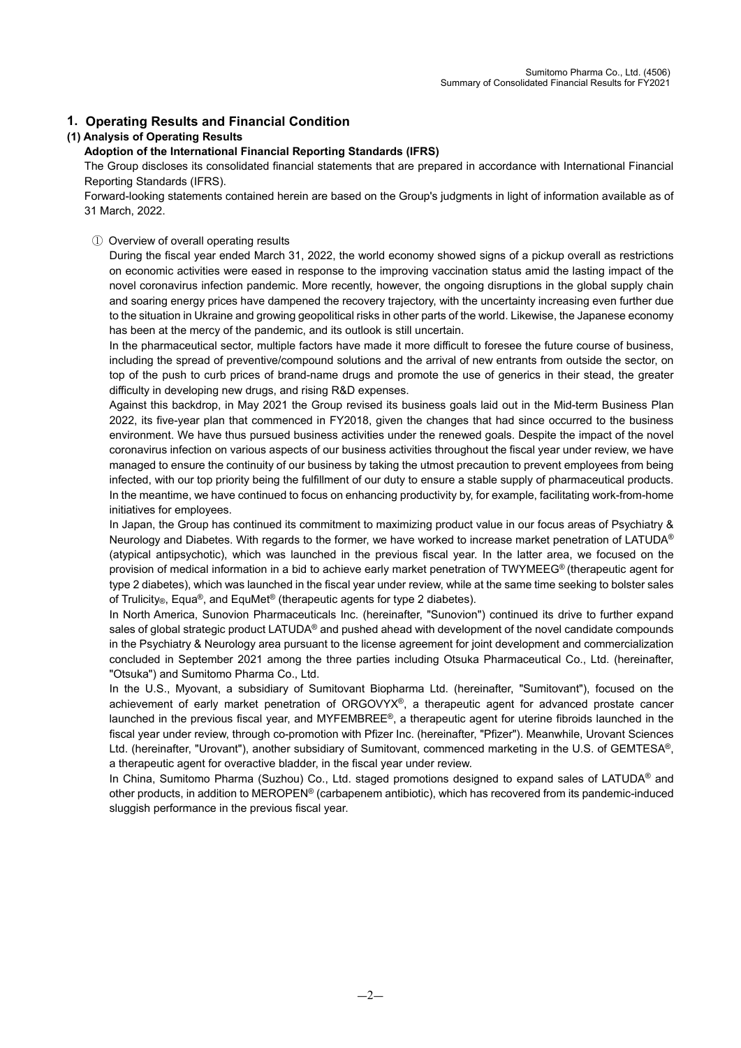## 1. Operating Results and Financial Condition

### (1) Analysis of Operating Results

**Adoption of the International Financial Reporting Standards (IFRS)**

The Group discloses its consolidated financial statements that are prepared in accordance with International Financial Reporting Standards (IFRS).

Forward-looking statements contained herein are based on the Group's judgments in light of information available as of 31 March, 2022.

① Overview of overall operating results

During the fiscal year ended March 31, 2022, the world economy showed signs of a pickup overall as restrictions on economic activities were eased in response to the improving vaccination status amid the lasting impact of the novel coronavirus infection pandemic. More recently, however, the ongoing disruptions in the global supply chain and soaring energy prices have dampened the recovery trajectory, with the uncertainty increasing even further due to the situation in Ukraine and growing geopolitical risks in other parts of the world. Likewise, the Japanese economy has been at the mercy of the pandemic, and its outlook is still uncertain.

In the pharmaceutical sector, multiple factors have made it more difficult to foresee the future course of business, including the spread of preventive/compound solutions and the arrival of new entrants from outside the sector, on top of the push to curb prices of brand-name drugs and promote the use of generics in their stead, the greater difficulty in developing new drugs, and rising R&D expenses.

Against this backdrop, in May 2021 the Group revised its business goals laid out in the Mid-term Business Plan 2022, its five-year plan that commenced in FY2018, given the changes that had since occurred to the business environment. We have thus pursued business activities under the renewed goals. Despite the impact of the novel coronavirus infection on various aspects of our business activities throughout the fiscal year under review, we have managed to ensure the continuity of our business by taking the utmost precaution to prevent employees from being infected, with our top priority being the fulfillment of our duty to ensure a stable supply of pharmaceutical products. In the meantime, we have continued to focus on enhancing productivity by, for example, facilitating work-from-home initiatives for employees.

In Japan, the Group has continued its commitment to maximizing product value in our focus areas of Psychiatry & Neurology and Diabetes. With regards to the former, we have worked to increase market penetration of LATUDA® (atypical antipsychotic), which was launched in the previous fiscal year. In the latter area, we focused on the provision of medical information in a bid to achieve early market penetration of TWYMEEG® (therapeutic agent for type 2 diabetes), which was launched in the fiscal year under review, while at the same time seeking to bolster sales of Trulicity®, Equa®, and EquMet® (therapeutic agents for type 2 diabetes).

In North America, Sunovion Pharmaceuticals Inc. (hereinafter, "Sunovion") continued its drive to further expand sales of global strategic product LATUDA® and pushed ahead with development of the novel candidate compounds in the Psychiatry & Neurology area pursuant to the license agreement for joint development and commercialization concluded in September 2021 among the three parties including Otsuka Pharmaceutical Co., Ltd. (hereinafter, "Otsuka") and Sumitomo Pharma Co., Ltd.

In the U.S., Myovant, a subsidiary of Sumitovant Biopharma Ltd. (hereinafter, "Sumitovant"), focused on the achievement of early market penetration of ORGOVYX®, a therapeutic agent for advanced prostate cancer launched in the previous fiscal year, and MYFEMBREE®, a therapeutic agent for uterine fibroids launched in the fiscal year under review, through co-promotion with Pfizer Inc. (hereinafter, "Pfizer"). Meanwhile, Urovant Sciences Ltd. (hereinafter, "Urovant"), another subsidiary of Sumitovant, commenced marketing in the U.S. of GEMTESA®, a therapeutic agent for overactive bladder, in the fiscal year under review.

In China, Sumitomo Pharma (Suzhou) Co., Ltd. staged promotions designed to expand sales of LATUDA® and other products, in addition to MEROPEN® (carbapenem antibiotic), which has recovered from its pandemic-induced sluggish performance in the previous fiscal year.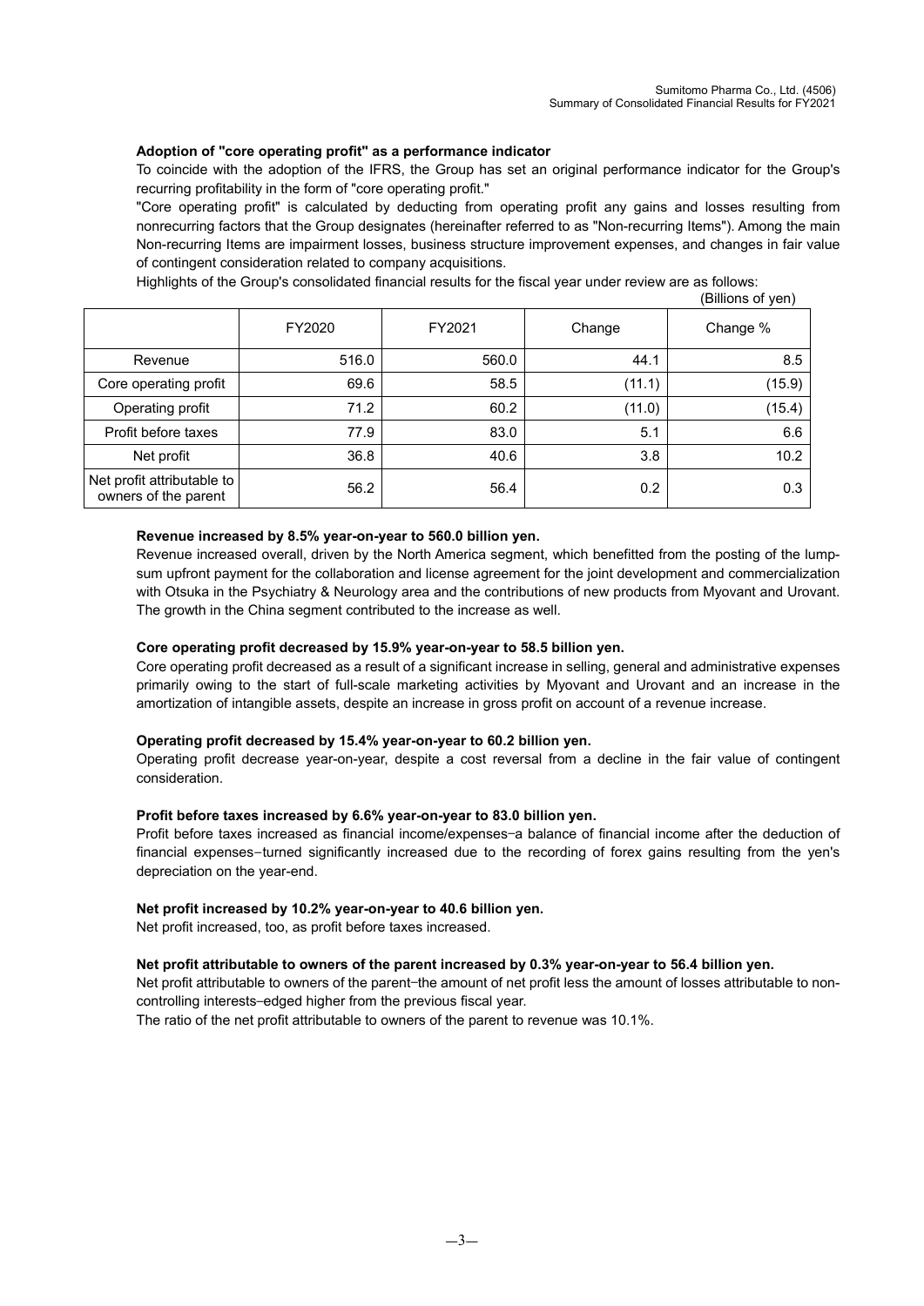### Adoption of "core operating profit" as a performance indicator

To coincide with the adoption of the IFRS, the Group has set an original performance indicator for the Group's recurring profitability in the form of "core operating profit."

"Core operating profit" is calculated by deducting from operating profit any gains and losses resulting from nonrecurring factors that the Group designates (hereinafter referred to as "Non-recurring Items"). Among the main Non-recurring Items are impairment losses, business structure improvement expenses, and changes in fair value of contingent consideration related to company acquisitions.

Highlights of the Group's consolidated financial results for the fiscal year under review are as follows:

(Billions of yen)

| | FY2020 | FY2021 | Change | Change % |
|---|---|---|---|---|
| Revenue | 516.0 | 560.0 | 44.1 | 8.5 |
| Core operating profit | 69.6 | 58.5 | (11.1) | (15.9) |
| Operating profit | 71.2 | 60.2 | (11.0) | (15.4) |
| Profit before taxes | 77.9 | 83.0 | 5.1 | 6.6 |
| Net profit | 36.8 | 40.6 | 3.8 | 10.2 |
| Net profit attributable to owners of the parent | 56.2 | 56.4 | 0.2 | 0.3 |

**Revenue increased by 8.5% year-on-year to 560.0 billion yen.**

Revenue increased overall, driven by the North America segment, which benefitted from the posting of the lump-sum upfront payment for the collaboration and license agreement for the joint development and commercialization with Otsuka in the Psychiatry & Neurology area and the contributions of new products from Myovant and Urovant. The growth in the China segment contributed to the increase as well.

**Core operating profit decreased by 15.9% year-on-year to 58.5 billion yen.**

Core operating profit decreased as a result of a significant increase in selling, general and administrative expenses primarily owing to the start of full-scale marketing activities by Myovant and Urovant and an increase in the amortization of intangible assets, despite an increase in gross profit on account of a revenue increase.

**Operating profit decreased by 15.4% year-on-year to 60.2 billion yen.**

Operating profit decrease year-on-year, despite a cost reversal from a decline in the fair value of contingent consideration.

**Profit before taxes increased by 6.6% year-on-year to 83.0 billion yen.**

Profit before taxes increased as financial income/expenses−a balance of financial income after the deduction of financial expenses−turned significantly increased due to the recording of forex gains resulting from the yen's depreciation on the year-end.

**Net profit increased by 10.2% year-on-year to 40.6 billion yen.**

Net profit increased, too, as profit before taxes increased.

**Net profit attributable to owners of the parent increased by 0.3% year-on-year to 56.4 billion yen.**

Net profit attributable to owners of the parent−the amount of net profit less the amount of losses attributable to non-controlling interests−edged higher from the previous fiscal year.

The ratio of the net profit attributable to owners of the parent to revenue was 10.1%.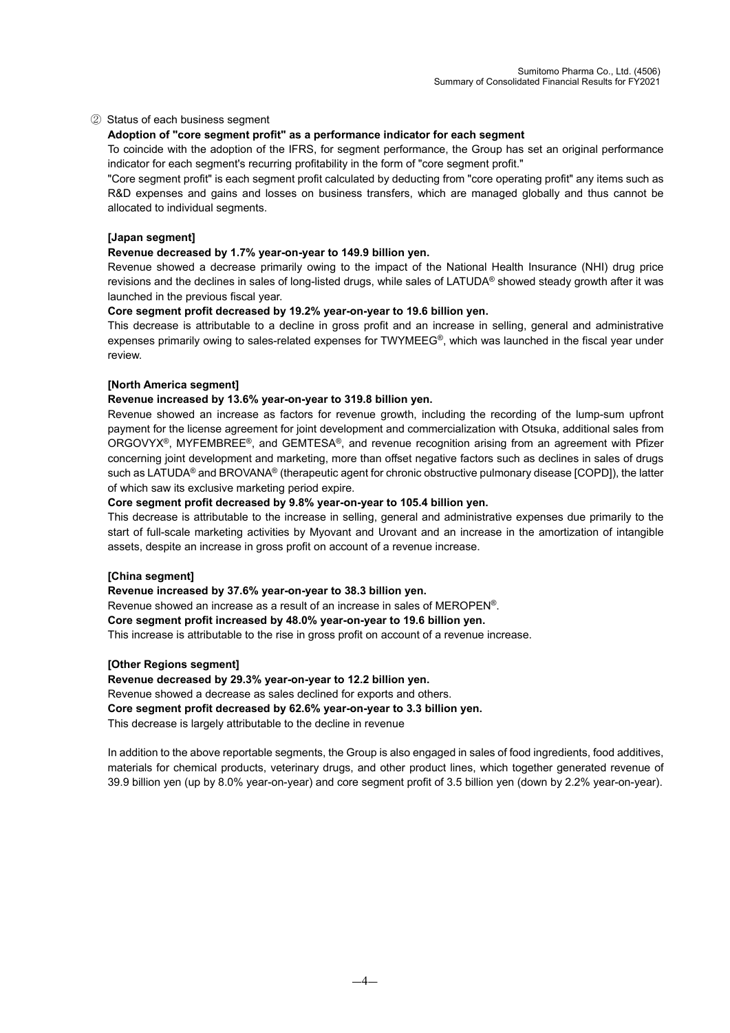② Status of each business segment

**Adoption of "core segment profit" as a performance indicator for each segment**

To coincide with the adoption of the IFRS, for segment performance, the Group has set an original performance indicator for each segment's recurring profitability in the form of "core segment profit."

"Core segment profit" is each segment profit calculated by deducting from "core operating profit" any items such as R&D expenses and gains and losses on business transfers, which are managed globally and thus cannot be allocated to individual segments.

**[Japan segment]**

**Revenue decreased by 1.7% year-on-year to 149.9 billion yen.**

Revenue showed a decrease primarily owing to the impact of the National Health Insurance (NHI) drug price revisions and the declines in sales of long-listed drugs, while sales of LATUDA® showed steady growth after it was launched in the previous fiscal year.

**Core segment profit decreased by 19.2% year-on-year to 19.6 billion yen.**

This decrease is attributable to a decline in gross profit and an increase in selling, general and administrative expenses primarily owing to sales-related expenses for TWYMEEG®, which was launched in the fiscal year under review.

**[North America segment]**

**Revenue increased by 13.6% year-on-year to 319.8 billion yen.**

Revenue showed an increase as factors for revenue growth, including the recording of the lump-sum upfront payment for the license agreement for joint development and commercialization with Otsuka, additional sales from ORGOVYX®, MYFEMBREE®, and GEMTESA®, and revenue recognition arising from an agreement with Pfizer concerning joint development and marketing, more than offset negative factors such as declines in sales of drugs such as LATUDA® and BROVANA® (therapeutic agent for chronic obstructive pulmonary disease [COPD]), the latter of which saw its exclusive marketing period expire.

**Core segment profit decreased by 9.8% year-on-year to 105.4 billion yen.**

This decrease is attributable to the increase in selling, general and administrative expenses due primarily to the start of full-scale marketing activities by Myovant and Urovant and an increase in the amortization of intangible assets, despite an increase in gross profit on account of a revenue increase.

**[China segment]**

**Revenue increased by 37.6% year-on-year to 38.3 billion yen.**

Revenue showed an increase as a result of an increase in sales of MEROPEN®.

**Core segment profit increased by 48.0% year-on-year to 19.6 billion yen.**

This increase is attributable to the rise in gross profit on account of a revenue increase.

**[Other Regions segment]**

**Revenue decreased by 29.3% year-on-year to 12.2 billion yen.**

Revenue showed a decrease as sales declined for exports and others.

**Core segment profit decreased by 62.6% year-on-year to 3.3 billion yen.**

This decrease is largely attributable to the decline in revenue

In addition to the above reportable segments, the Group is also engaged in sales of food ingredients, food additives, materials for chemical products, veterinary drugs, and other product lines, which together generated revenue of 39.9 billion yen (up by 8.0% year-on-year) and core segment profit of 3.5 billion yen (down by 2.2% year-on-year).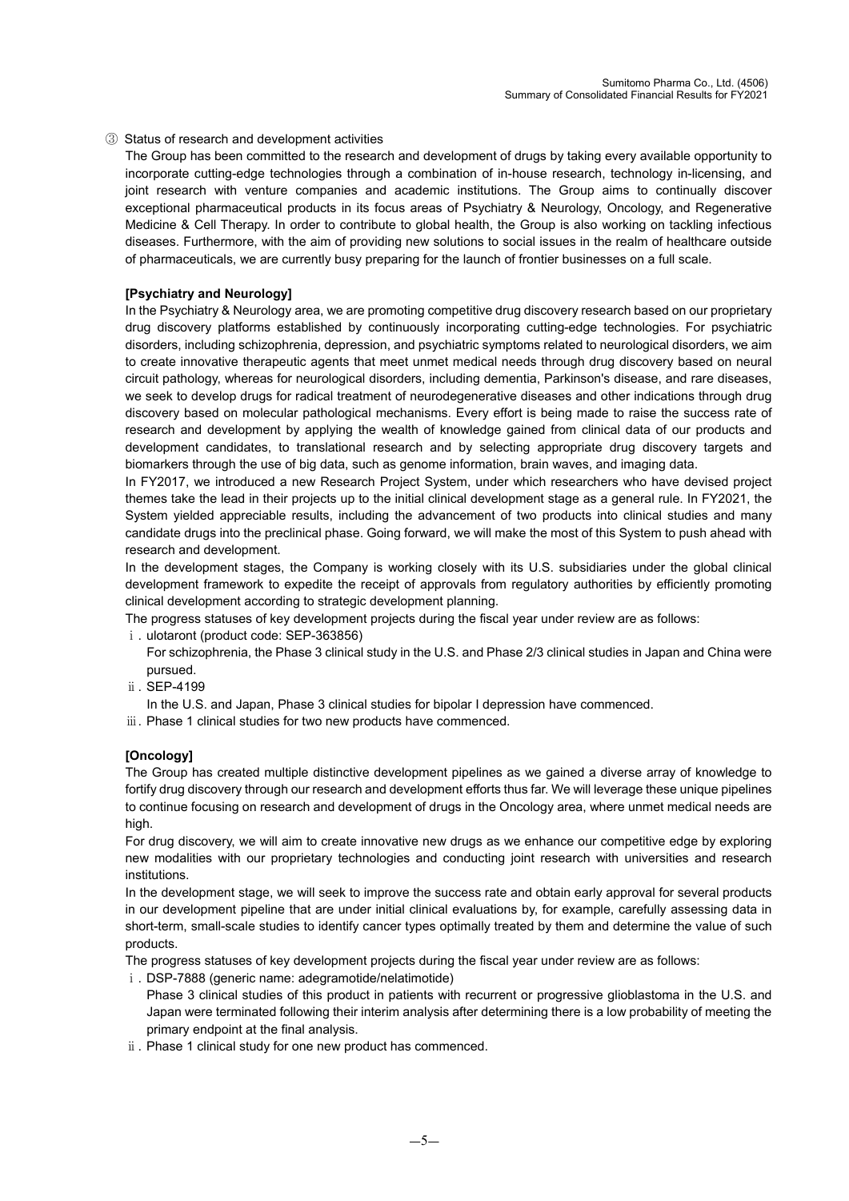③ Status of research and development activities

The Group has been committed to the research and development of drugs by taking every available opportunity to incorporate cutting-edge technologies through a combination of in-house research, technology in-licensing, and joint research with venture companies and academic institutions. The Group aims to continually discover exceptional pharmaceutical products in its focus areas of Psychiatry & Neurology, Oncology, and Regenerative Medicine & Cell Therapy. In order to contribute to global health, the Group is also working on tackling infectious diseases. Furthermore, with the aim of providing new solutions to social issues in the realm of healthcare outside of pharmaceuticals, we are currently busy preparing for the launch of frontier businesses on a full scale.

**[Psychiatry and Neurology]**

In the Psychiatry & Neurology area, we are promoting competitive drug discovery research based on our proprietary drug discovery platforms established by continuously incorporating cutting-edge technologies. For psychiatric disorders, including schizophrenia, depression, and psychiatric symptoms related to neurological disorders, we aim to create innovative therapeutic agents that meet unmet medical needs through drug discovery based on neural circuit pathology, whereas for neurological disorders, including dementia, Parkinson's disease, and rare diseases, we seek to develop drugs for radical treatment of neurodegenerative diseases and other indications through drug discovery based on molecular pathological mechanisms. Every effort is being made to raise the success rate of research and development by applying the wealth of knowledge gained from clinical data of our products and development candidates, to translational research and by selecting appropriate drug discovery targets and biomarkers through the use of big data, such as genome information, brain waves, and imaging data.

In FY2017, we introduced a new Research Project System, under which researchers who have devised project themes take the lead in their projects up to the initial clinical development stage as a general rule. In FY2021, the System yielded appreciable results, including the advancement of two products into clinical studies and many candidate drugs into the preclinical phase. Going forward, we will make the most of this System to push ahead with research and development.

In the development stages, the Company is working closely with its U.S. subsidiaries under the global clinical development framework to expedite the receipt of approvals from regulatory authorities by efficiently promoting clinical development according to strategic development planning.

The progress statuses of key development projects during the fiscal year under review are as follows:

ⅰ. ulotaront (product code: SEP-363856)
For schizophrenia, the Phase 3 clinical study in the U.S. and Phase 2/3 clinical studies in Japan and China were pursued.

ⅱ. SEP-4199
In the U.S. and Japan, Phase 3 clinical studies for bipolar I depression have commenced.

ⅲ. Phase 1 clinical studies for two new products have commenced.

**[Oncology]**

The Group has created multiple distinctive development pipelines as we gained a diverse array of knowledge to fortify drug discovery through our research and development efforts thus far. We will leverage these unique pipelines to continue focusing on research and development of drugs in the Oncology area, where unmet medical needs are high.

For drug discovery, we will aim to create innovative new drugs as we enhance our competitive edge by exploring new modalities with our proprietary technologies and conducting joint research with universities and research institutions.

In the development stage, we will seek to improve the success rate and obtain early approval for several products in our development pipeline that are under initial clinical evaluations by, for example, carefully assessing data in short-term, small-scale studies to identify cancer types optimally treated by them and determine the value of such products.

The progress statuses of key development projects during the fiscal year under review are as follows:

ⅰ. DSP-7888 (generic name: adegramotide/nelatimotide)
Phase 3 clinical studies of this product in patients with recurrent or progressive glioblastoma in the U.S. and Japan were terminated following their interim analysis after determining there is a low probability of meeting the primary endpoint at the final analysis.

ⅱ. Phase 1 clinical study for one new product has commenced.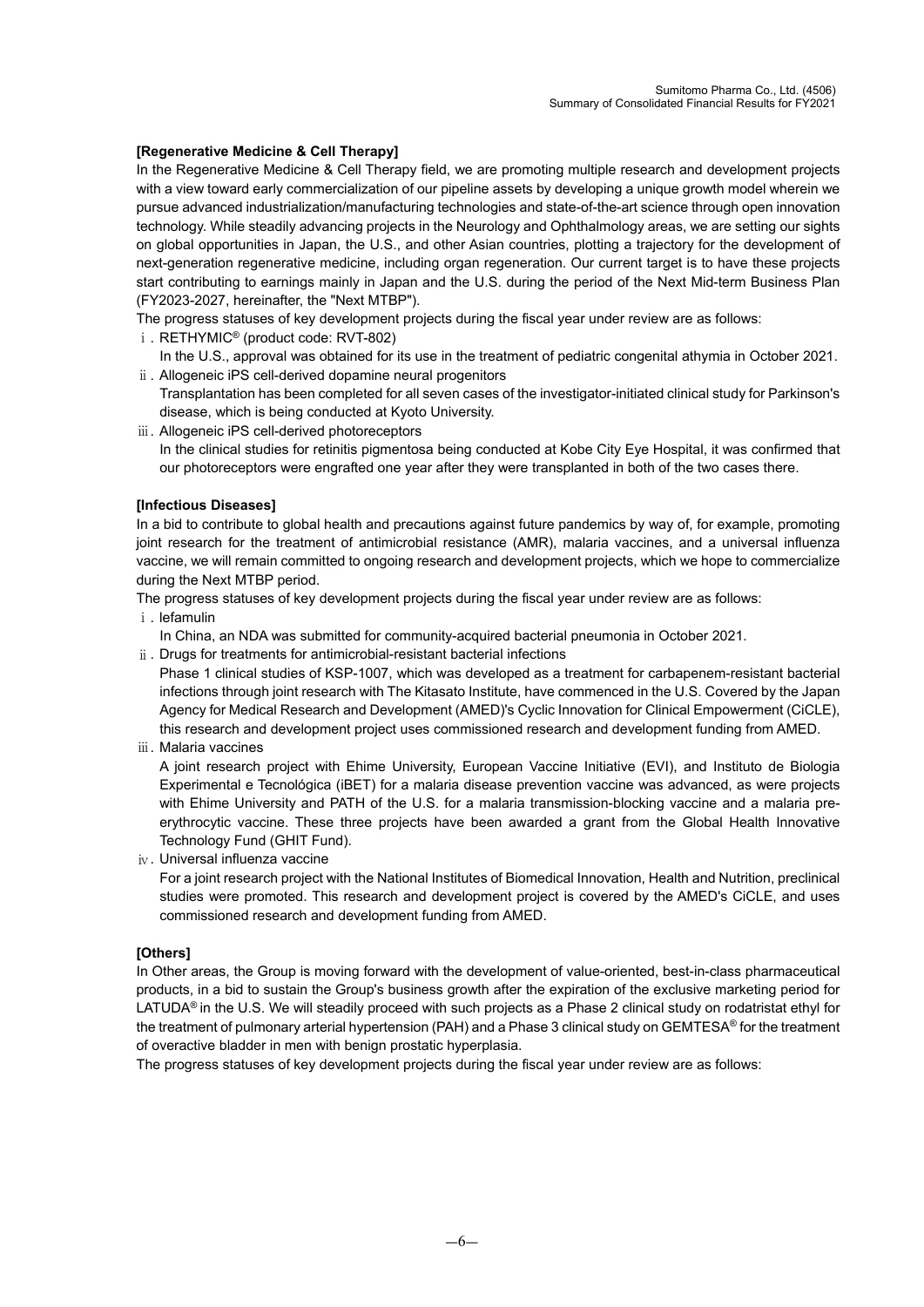**[Regenerative Medicine & Cell Therapy]**

In the Regenerative Medicine & Cell Therapy field, we are promoting multiple research and development projects with a view toward early commercialization of our pipeline assets by developing a unique growth model wherein we pursue advanced industrialization/manufacturing technologies and state-of-the-art science through open innovation technology. While steadily advancing projects in the Neurology and Ophthalmology areas, we are setting our sights on global opportunities in Japan, the U.S., and other Asian countries, plotting a trajectory for the development of next-generation regenerative medicine, including organ regeneration. Our current target is to have these projects start contributing to earnings mainly in Japan and the U.S. during the period of the Next Mid-term Business Plan (FY2023-2027, hereinafter, the "Next MTBP").

The progress statuses of key development projects during the fiscal year under review are as follows:

ⅰ. RETHYMIC® (product code: RVT-802)
   In the U.S., approval was obtained for its use in the treatment of pediatric congenital athymia in October 2021.

ⅱ. Allogeneic iPS cell-derived dopamine neural progenitors
   Transplantation has been completed for all seven cases of the investigator-initiated clinical study for Parkinson's disease, which is being conducted at Kyoto University.

ⅲ. Allogeneic iPS cell-derived photoreceptors
   In the clinical studies for retinitis pigmentosa being conducted at Kobe City Eye Hospital, it was confirmed that our photoreceptors were engrafted one year after they were transplanted in both of the two cases there.

**[Infectious Diseases]**

In a bid to contribute to global health and precautions against future pandemics by way of, for example, promoting joint research for the treatment of antimicrobial resistance (AMR), malaria vaccines, and a universal influenza vaccine, we will remain committed to ongoing research and development projects, which we hope to commercialize during the Next MTBP period.

The progress statuses of key development projects during the fiscal year under review are as follows:

ⅰ. lefamulin
   In China, an NDA was submitted for community-acquired bacterial pneumonia in October 2021.

ⅱ. Drugs for treatments for antimicrobial-resistant bacterial infections
   Phase 1 clinical studies of KSP-1007, which was developed as a treatment for carbapenem-resistant bacterial infections through joint research with The Kitasato Institute, have commenced in the U.S. Covered by the Japan Agency for Medical Research and Development (AMED)'s Cyclic Innovation for Clinical Empowerment (CiCLE), this research and development project uses commissioned research and development funding from AMED.

ⅲ. Malaria vaccines
   A joint research project with Ehime University, European Vaccine Initiative (EVI), and Instituto de Biologia Experimental e Tecnológica (iBET) for a malaria disease prevention vaccine was advanced, as were projects with Ehime University and PATH of the U.S. for a malaria transmission-blocking vaccine and a malaria pre-erythrocytic vaccine. These three projects have been awarded a grant from the Global Health Innovative Technology Fund (GHIT Fund).

ⅳ. Universal influenza vaccine
   For a joint research project with the National Institutes of Biomedical Innovation, Health and Nutrition, preclinical studies were promoted. This research and development project is covered by the AMED's CiCLE, and uses commissioned research and development funding from AMED.

**[Others]**

In Other areas, the Group is moving forward with the development of value-oriented, best-in-class pharmaceutical products, in a bid to sustain the Group's business growth after the expiration of the exclusive marketing period for LATUDA® in the U.S. We will steadily proceed with such projects as a Phase 2 clinical study on rodatristat ethyl for the treatment of pulmonary arterial hypertension (PAH) and a Phase 3 clinical study on GEMTESA® for the treatment of overactive bladder in men with benign prostatic hyperplasia.

The progress statuses of key development projects during the fiscal year under review are as follows: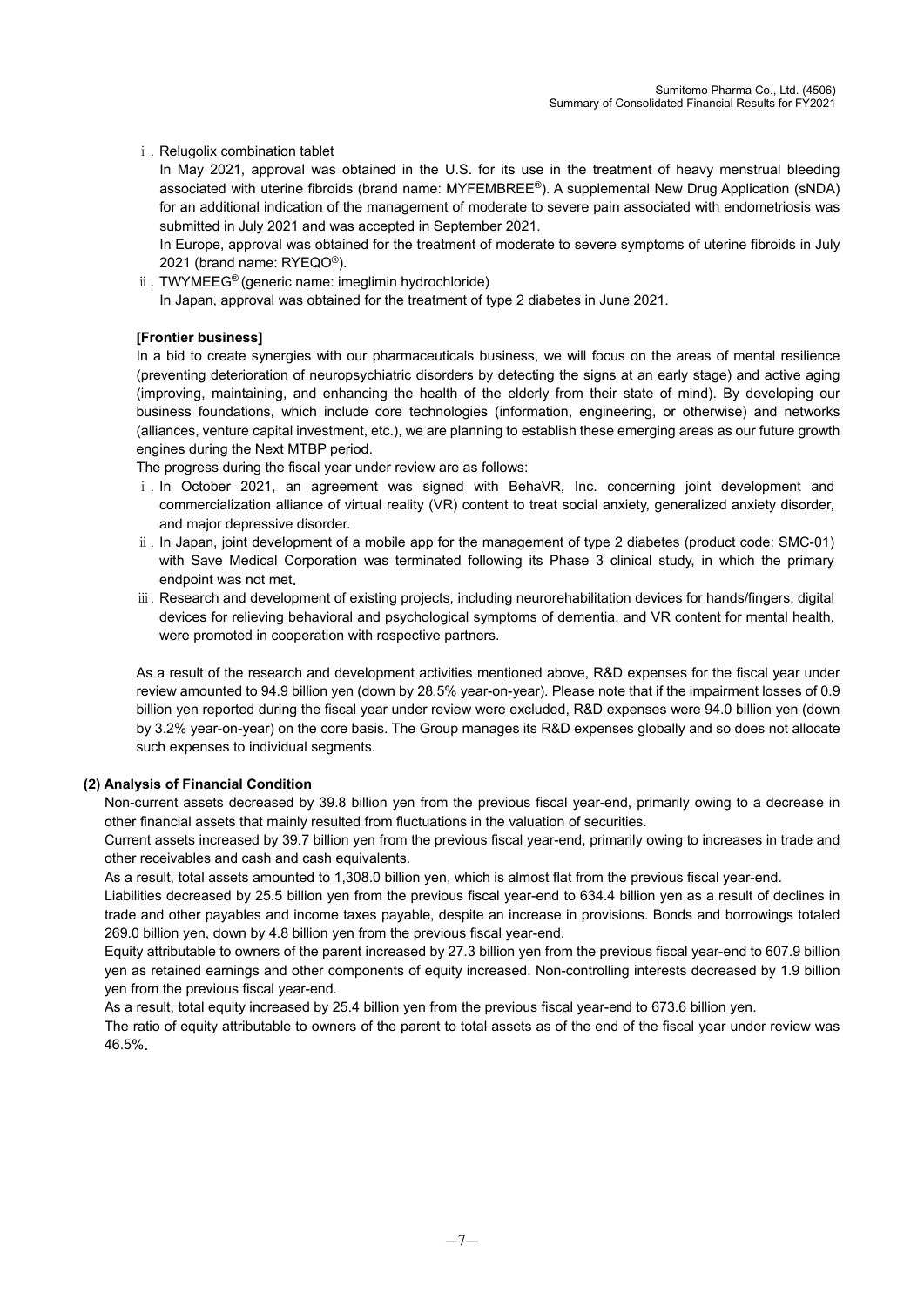ⅰ. Relugolix combination tablet

In May 2021, approval was obtained in the U.S. for its use in the treatment of heavy menstrual bleeding associated with uterine fibroids (brand name: MYFEMBREE®). A supplemental New Drug Application (sNDA) for an additional indication of the management of moderate to severe pain associated with endometriosis was submitted in July 2021 and was accepted in September 2021.

In Europe, approval was obtained for the treatment of moderate to severe symptoms of uterine fibroids in July 2021 (brand name: RYEQO®).

ⅱ. TWYMEEG® (generic name: imeglimin hydrochloride)

In Japan, approval was obtained for the treatment of type 2 diabetes in June 2021.

**[Frontier business]**

In a bid to create synergies with our pharmaceuticals business, we will focus on the areas of mental resilience (preventing deterioration of neuropsychiatric disorders by detecting the signs at an early stage) and active aging (improving, maintaining, and enhancing the health of the elderly from their state of mind). By developing our business foundations, which include core technologies (information, engineering, or otherwise) and networks (alliances, venture capital investment, etc.), we are planning to establish these emerging areas as our future growth engines during the Next MTBP period.

The progress during the fiscal year under review are as follows:

ⅰ. In October 2021, an agreement was signed with BehaVR, Inc. concerning joint development and commercialization alliance of virtual reality (VR) content to treat social anxiety, generalized anxiety disorder, and major depressive disorder.

ⅱ. In Japan, joint development of a mobile app for the management of type 2 diabetes (product code: SMC-01) with Save Medical Corporation was terminated following its Phase 3 clinical study, in which the primary endpoint was not met.

ⅲ. Research and development of existing projects, including neurorehabilitation devices for hands/fingers, digital devices for relieving behavioral and psychological symptoms of dementia, and VR content for mental health, were promoted in cooperation with respective partners.

As a result of the research and development activities mentioned above, R&D expenses for the fiscal year under review amounted to 94.9 billion yen (down by 28.5% year-on-year). Please note that if the impairment losses of 0.9 billion yen reported during the fiscal year under review were excluded, R&D expenses were 94.0 billion yen (down by 3.2% year-on-year) on the core basis. The Group manages its R&D expenses globally and so does not allocate such expenses to individual segments.

### (2) Analysis of Financial Condition

Non-current assets decreased by 39.8 billion yen from the previous fiscal year-end, primarily owing to a decrease in other financial assets that mainly resulted from fluctuations in the valuation of securities.

Current assets increased by 39.7 billion yen from the previous fiscal year-end, primarily owing to increases in trade and other receivables and cash and cash equivalents.

As a result, total assets amounted to 1,308.0 billion yen, which is almost flat from the previous fiscal year-end.

Liabilities decreased by 25.5 billion yen from the previous fiscal year-end to 634.4 billion yen as a result of declines in trade and other payables and income taxes payable, despite an increase in provisions. Bonds and borrowings totaled 269.0 billion yen, down by 4.8 billion yen from the previous fiscal year-end.

Equity attributable to owners of the parent increased by 27.3 billion yen from the previous fiscal year-end to 607.9 billion yen as retained earnings and other components of equity increased. Non-controlling interests decreased by 1.9 billion yen from the previous fiscal year-end.

As a result, total equity increased by 25.4 billion yen from the previous fiscal year-end to 673.6 billion yen.

The ratio of equity attributable to owners of the parent to total assets as of the end of the fiscal year under review was 46.5%.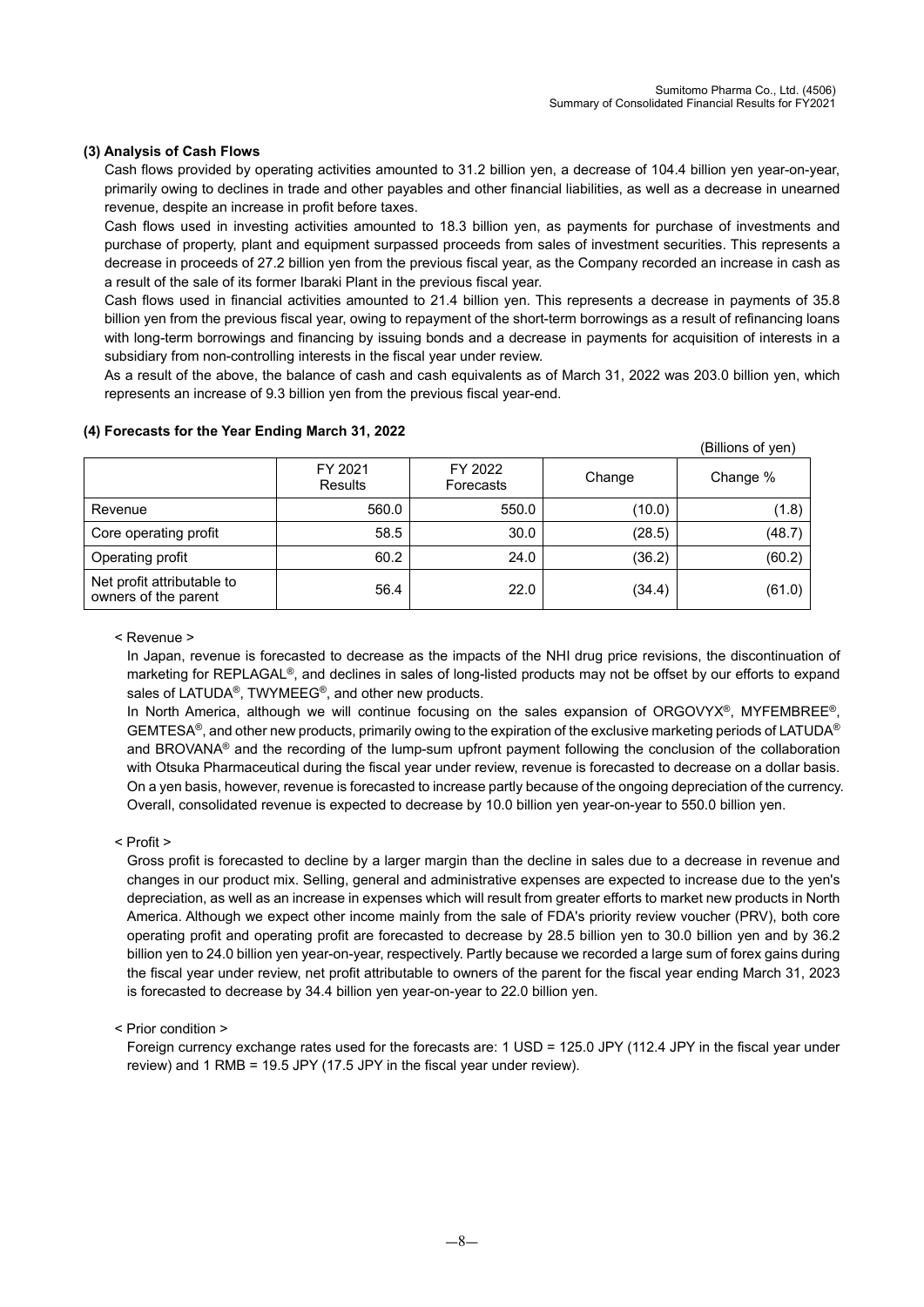### (3) Analysis of Cash Flows

Cash flows provided by operating activities amounted to 31.2 billion yen, a decrease of 104.4 billion yen year-on-year, primarily owing to declines in trade and other payables and other financial liabilities, as well as a decrease in unearned revenue, despite an increase in profit before taxes.

Cash flows used in investing activities amounted to 18.3 billion yen, as payments for purchase of investments and purchase of property, plant and equipment surpassed proceeds from sales of investment securities. This represents a decrease in proceeds of 27.2 billion yen from the previous fiscal year, as the Company recorded an increase in cash as a result of the sale of its former Ibaraki Plant in the previous fiscal year.

Cash flows used in financial activities amounted to 21.4 billion yen. This represents a decrease in payments of 35.8 billion yen from the previous fiscal year, owing to repayment of the short-term borrowings as a result of refinancing loans with long-term borrowings and financing by issuing bonds and a decrease in payments for acquisition of interests in a subsidiary from non-controlling interests in the fiscal year under review.

As a result of the above, the balance of cash and cash equivalents as of March 31, 2022 was 203.0 billion yen, which represents an increase of 9.3 billion yen from the previous fiscal year-end.

### (4) Forecasts for the Year Ending March 31, 2022

(Billions of yen)

| | FY 2021 Results | FY 2022 Forecasts | Change | Change % |
|---|---|---|---|---|
| Revenue | 560.0 | 550.0 | (10.0) | (1.8) |
| Core operating profit | 58.5 | 30.0 | (28.5) | (48.7) |
| Operating profit | 60.2 | 24.0 | (36.2) | (60.2) |
| Net profit attributable to owners of the parent | 56.4 | 22.0 | (34.4) | (61.0) |

< Revenue >

In Japan, revenue is forecasted to decrease as the impacts of the NHI drug price revisions, the discontinuation of marketing for REPLAGAL®, and declines in sales of long-listed products may not be offset by our efforts to expand sales of LATUDA®, TWYMEEG®, and other new products.

In North America, although we will continue focusing on the sales expansion of ORGOVYX®, MYFEMBREE®, GEMTESA®, and other new products, primarily owing to the expiration of the exclusive marketing periods of LATUDA® and BROVANA® and the recording of the lump-sum upfront payment following the conclusion of the collaboration with Otsuka Pharmaceutical during the fiscal year under review, revenue is forecasted to decrease on a dollar basis. On a yen basis, however, revenue is forecasted to increase partly because of the ongoing depreciation of the currency. Overall, consolidated revenue is expected to decrease by 10.0 billion yen year-on-year to 550.0 billion yen.

< Profit >

Gross profit is forecasted to decline by a larger margin than the decline in sales due to a decrease in revenue and changes in our product mix. Selling, general and administrative expenses are expected to increase due to the yen's depreciation, as well as an increase in expenses which will result from greater efforts to market new products in North America. Although we expect other income mainly from the sale of FDA's priority review voucher (PRV), both core operating profit and operating profit are forecasted to decrease by 28.5 billion yen to 30.0 billion yen and by 36.2 billion yen to 24.0 billion yen year-on-year, respectively. Partly because we recorded a large sum of forex gains during the fiscal year under review, net profit attributable to owners of the parent for the fiscal year ending March 31, 2023 is forecasted to decrease by 34.4 billion yen year-on-year to 22.0 billion yen.

< Prior condition >

Foreign currency exchange rates used for the forecasts are: 1 USD = 125.0 JPY (112.4 JPY in the fiscal year under review) and 1 RMB = 19.5 JPY (17.5 JPY in the fiscal year under review).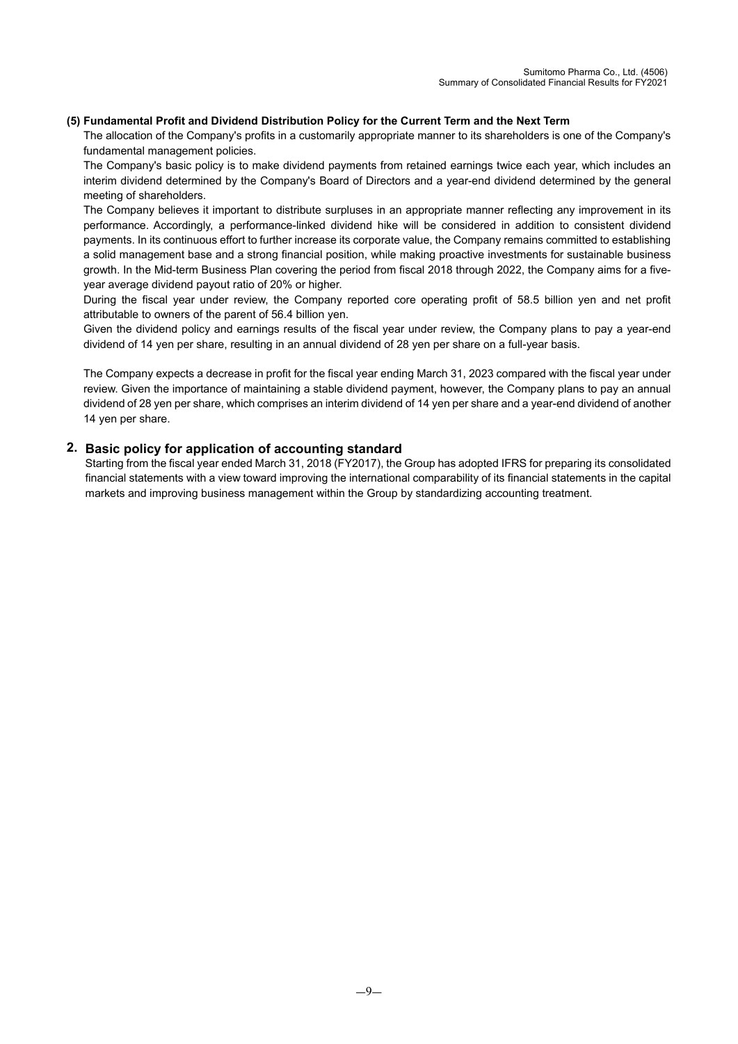### (5) Fundamental Profit and Dividend Distribution Policy for the Current Term and the Next Term

The allocation of the Company's profits in a customarily appropriate manner to its shareholders is one of the Company's fundamental management policies.

The Company's basic policy is to make dividend payments from retained earnings twice each year, which includes an interim dividend determined by the Company's Board of Directors and a year-end dividend determined by the general meeting of shareholders.

The Company believes it important to distribute surpluses in an appropriate manner reflecting any improvement in its performance. Accordingly, a performance-linked dividend hike will be considered in addition to consistent dividend payments. In its continuous effort to further increase its corporate value, the Company remains committed to establishing a solid management base and a strong financial position, while making proactive investments for sustainable business growth. In the Mid-term Business Plan covering the period from fiscal 2018 through 2022, the Company aims for a five-year average dividend payout ratio of 20% or higher.

During the fiscal year under review, the Company reported core operating profit of 58.5 billion yen and net profit attributable to owners of the parent of 56.4 billion yen.

Given the dividend policy and earnings results of the fiscal year under review, the Company plans to pay a year-end dividend of 14 yen per share, resulting in an annual dividend of 28 yen per share on a full-year basis.

The Company expects a decrease in profit for the fiscal year ending March 31, 2023 compared with the fiscal year under review. Given the importance of maintaining a stable dividend payment, however, the Company plans to pay an annual dividend of 28 yen per share, which comprises an interim dividend of 14 yen per share and a year-end dividend of another 14 yen per share.

## 2. Basic policy for application of accounting standard

Starting from the fiscal year ended March 31, 2018 (FY2017), the Group has adopted IFRS for preparing its consolidated financial statements with a view toward improving the international comparability of its financial statements in the capital markets and improving business management within the Group by standardizing accounting treatment.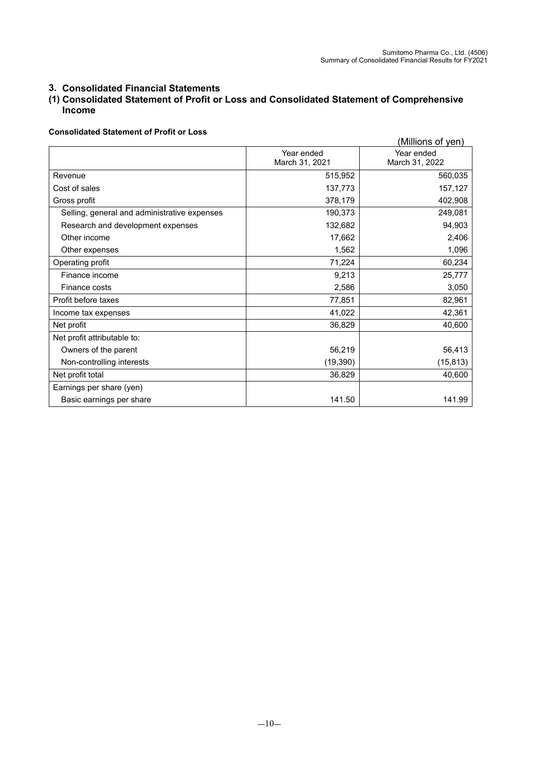## 3. Consolidated Financial Statements

## (1) Consolidated Statement of Profit or Loss and Consolidated Statement of Comprehensive Income

**Consolidated Statement of Profit or Loss**

(Millions of yen)

| | Year ended March 31, 2021 | Year ended March 31, 2022 |
|---|---|---|
| Revenue | 515,952 | 560,035 |
| Cost of sales | 137,773 | 157,127 |
| Gross profit | 378,179 | 402,908 |
| Selling, general and administrative expenses | 190,373 | 249,081 |
| Research and development expenses | 132,682 | 94,903 |
| Other income | 17,662 | 2,406 |
| Other expenses | 1,562 | 1,096 |
| Operating profit | 71,224 | 60,234 |
| Finance income | 9,213 | 25,777 |
| Finance costs | 2,586 | 3,050 |
| Profit before taxes | 77,851 | 82,961 |
| Income tax expenses | 41,022 | 42,361 |
| Net profit | 36,829 | 40,600 |
| Net profit attributable to: | | |
| Owners of the parent | 56,219 | 56,413 |
| Non-controlling interests | (19,390) | (15,813) |
| Net profit total | 36,829 | 40,600 |
| Earnings per share (yen) | | |
| Basic earnings per share | 141.50 | 141.99 |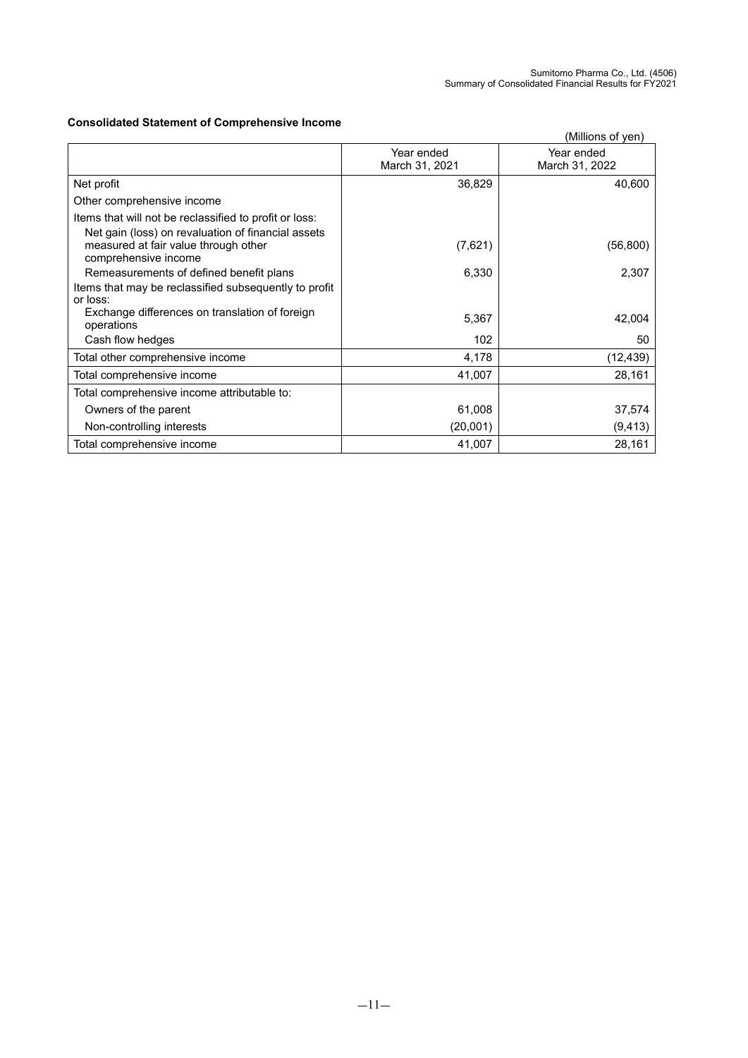**Consolidated Statement of Comprehensive Income**

(Millions of yen)

| | Year ended March 31, 2021 | Year ended March 31, 2022 |
|---|---|---|
| Net profit | 36,829 | 40,600 |
| Other comprehensive income | | |
| Items that will not be reclassified to profit or loss: | | |
| Net gain (loss) on revaluation of financial assets measured at fair value through other comprehensive income | (7,621) | (56,800) |
| Remeasurements of defined benefit plans | 6,330 | 2,307 |
| Items that may be reclassified subsequently to profit or loss: | | |
| Exchange differences on translation of foreign operations | 5,367 | 42,004 |
| Cash flow hedges | 102 | 50 |
| Total other comprehensive income | 4,178 | (12,439) |
| Total comprehensive income | 41,007 | 28,161 |
| Total comprehensive income attributable to: | | |
| Owners of the parent | 61,008 | 37,574 |
| Non-controlling interests | (20,001) | (9,413) |
| Total comprehensive income | 41,007 | 28,161 |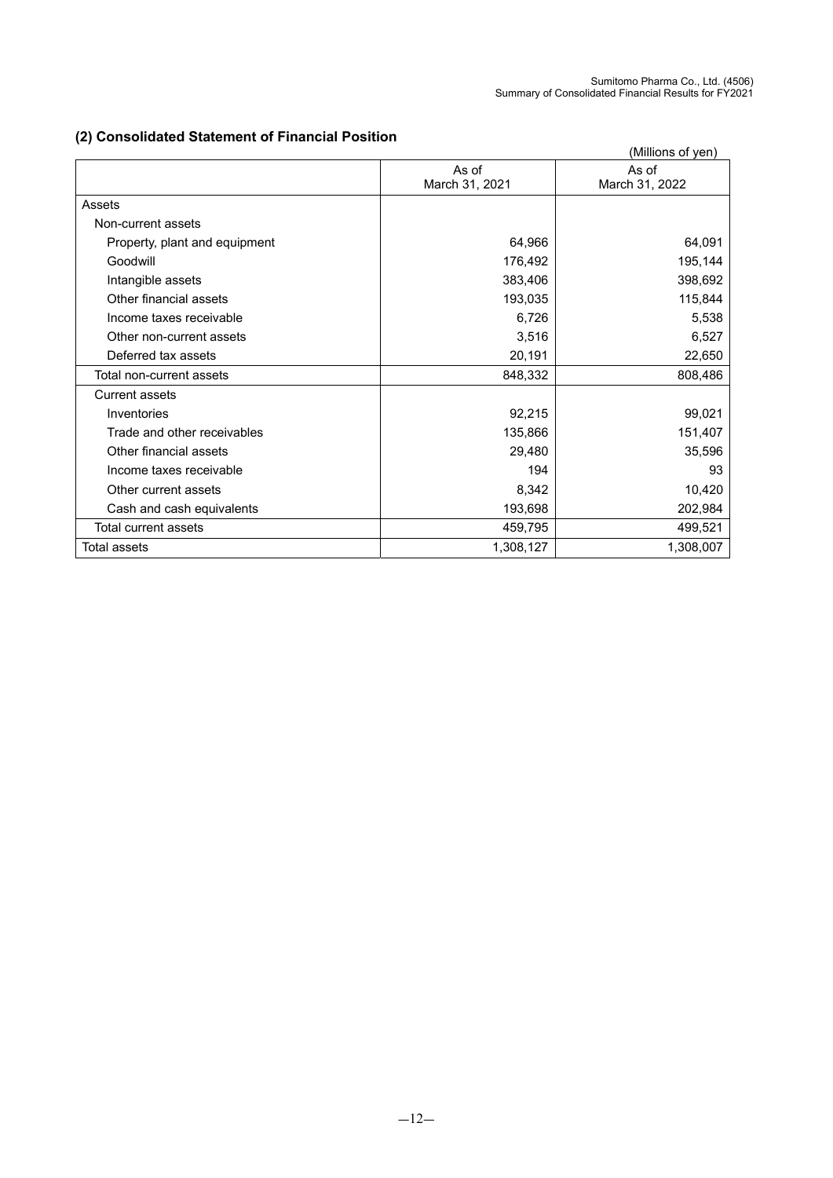## (2) Consolidated Statement of Financial Position

(Millions of yen)

| | As of March 31, 2021 | As of March 31, 2022 |
|---|---|---|
| Assets | | |
| Non-current assets | | |
| Property, plant and equipment | 64,966 | 64,091 |
| Goodwill | 176,492 | 195,144 |
| Intangible assets | 383,406 | 398,692 |
| Other financial assets | 193,035 | 115,844 |
| Income taxes receivable | 6,726 | 5,538 |
| Other non-current assets | 3,516 | 6,527 |
| Deferred tax assets | 20,191 | 22,650 |
| Total non-current assets | 848,332 | 808,486 |
| Current assets | | |
| Inventories | 92,215 | 99,021 |
| Trade and other receivables | 135,866 | 151,407 |
| Other financial assets | 29,480 | 35,596 |
| Income taxes receivable | 194 | 93 |
| Other current assets | 8,342 | 10,420 |
| Cash and cash equivalents | 193,698 | 202,984 |
| Total current assets | 459,795 | 499,521 |
| Total assets | 1,308,127 | 1,308,007 |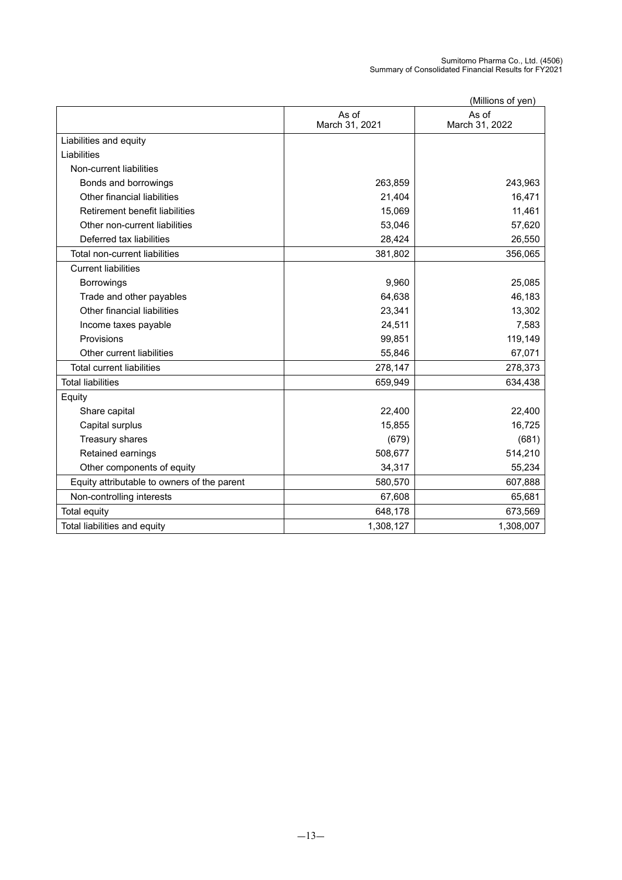(Millions of yen)

| | As of March 31, 2021 | As of March 31, 2022 |
|---|---|---|
| Liabilities and equity | | |
| Liabilities | | |
| Non-current liabilities | | |
| Bonds and borrowings | 263,859 | 243,963 |
| Other financial liabilities | 21,404 | 16,471 |
| Retirement benefit liabilities | 15,069 | 11,461 |
| Other non-current liabilities | 53,046 | 57,620 |
| Deferred tax liabilities | 28,424 | 26,550 |
| Total non-current liabilities | 381,802 | 356,065 |
| Current liabilities | | |
| Borrowings | 9,960 | 25,085 |
| Trade and other payables | 64,638 | 46,183 |
| Other financial liabilities | 23,341 | 13,302 |
| Income taxes payable | 24,511 | 7,583 |
| Provisions | 99,851 | 119,149 |
| Other current liabilities | 55,846 | 67,071 |
| Total current liabilities | 278,147 | 278,373 |
| Total liabilities | 659,949 | 634,438 |
| Equity | | |
| Share capital | 22,400 | 22,400 |
| Capital surplus | 15,855 | 16,725 |
| Treasury shares | (679) | (681) |
| Retained earnings | 508,677 | 514,210 |
| Other components of equity | 34,317 | 55,234 |
| Equity attributable to owners of the parent | 580,570 | 607,888 |
| Non-controlling interests | 67,608 | 65,681 |
| Total equity | 648,178 | 673,569 |
| Total liabilities and equity | 1,308,127 | 1,308,007 |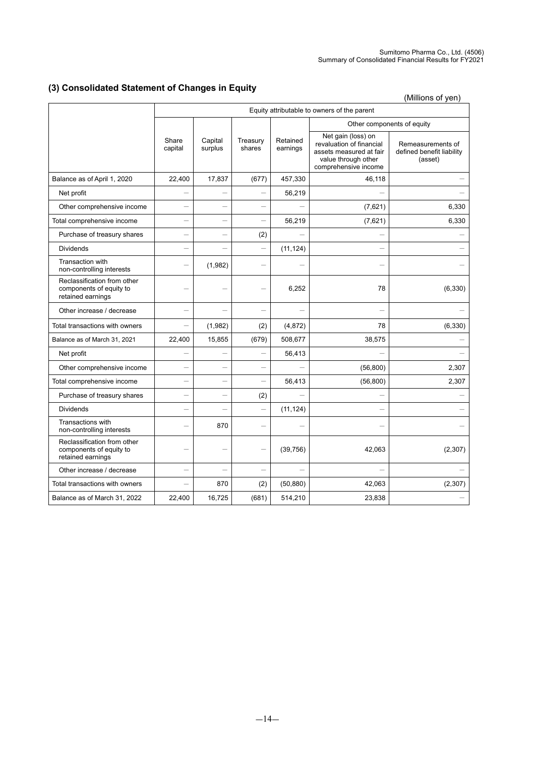## (3) Consolidated Statement of Changes in Equity

(Millions of yen)

| | Equity attributable to owners of the parent | | | | | |
|---|---|---|---|---|---|---|
| | | | | | Other components of equity | |
| | Share capital | Capital surplus | Treasury shares | Retained earnings | Net gain (loss) on revaluation of financial assets measured at fair value through other comprehensive income | Remeasurements of defined benefit liability (asset) |
| Balance as of April 1, 2020 | 22,400 | 17,837 | (677) | 457,330 | 46,118 | — |
| Net profit | — | — | — | 56,219 | — | — |
| Other comprehensive income | — | — | — | — | (7,621) | 6,330 |
| Total comprehensive income | — | — | — | 56,219 | (7,621) | 6,330 |
| Purchase of treasury shares | — | — | (2) | — | — | — |
| Dividends | — | — | — | (11,124) | — | — |
| Transaction with non-controlling interests | — | (1,982) | — | — | — | — |
| Reclassification from other components of equity to retained earnings | — | — | — | 6,252 | 78 | (6,330) |
| Other increase / decrease | — | — | — | — | — | — |
| Total transactions with owners | — | (1,982) | (2) | (4,872) | 78 | (6,330) |
| Balance as of March 31, 2021 | 22,400 | 15,855 | (679) | 508,677 | 38,575 | — |
| Net profit | — | — | — | 56,413 | — | — |
| Other comprehensive income | — | — | — | — | (56,800) | 2,307 |
| Total comprehensive income | — | — | — | 56,413 | (56,800) | 2,307 |
| Purchase of treasury shares | — | — | (2) | — | — | — |
| Dividends | — | — | — | (11,124) | — | — |
| Transactions with non-controlling interests | — | 870 | — | — | — | — |
| Reclassification from other components of equity to retained earnings | — | — | — | (39,756) | 42,063 | (2,307) |
| Other increase / decrease | — | — | — | — | — | — |
| Total transactions with owners | — | 870 | (2) | (50,880) | 42,063 | (2,307) |
| Balance as of March 31, 2022 | 22,400 | 16,725 | (681) | 514,210 | 23,838 | — |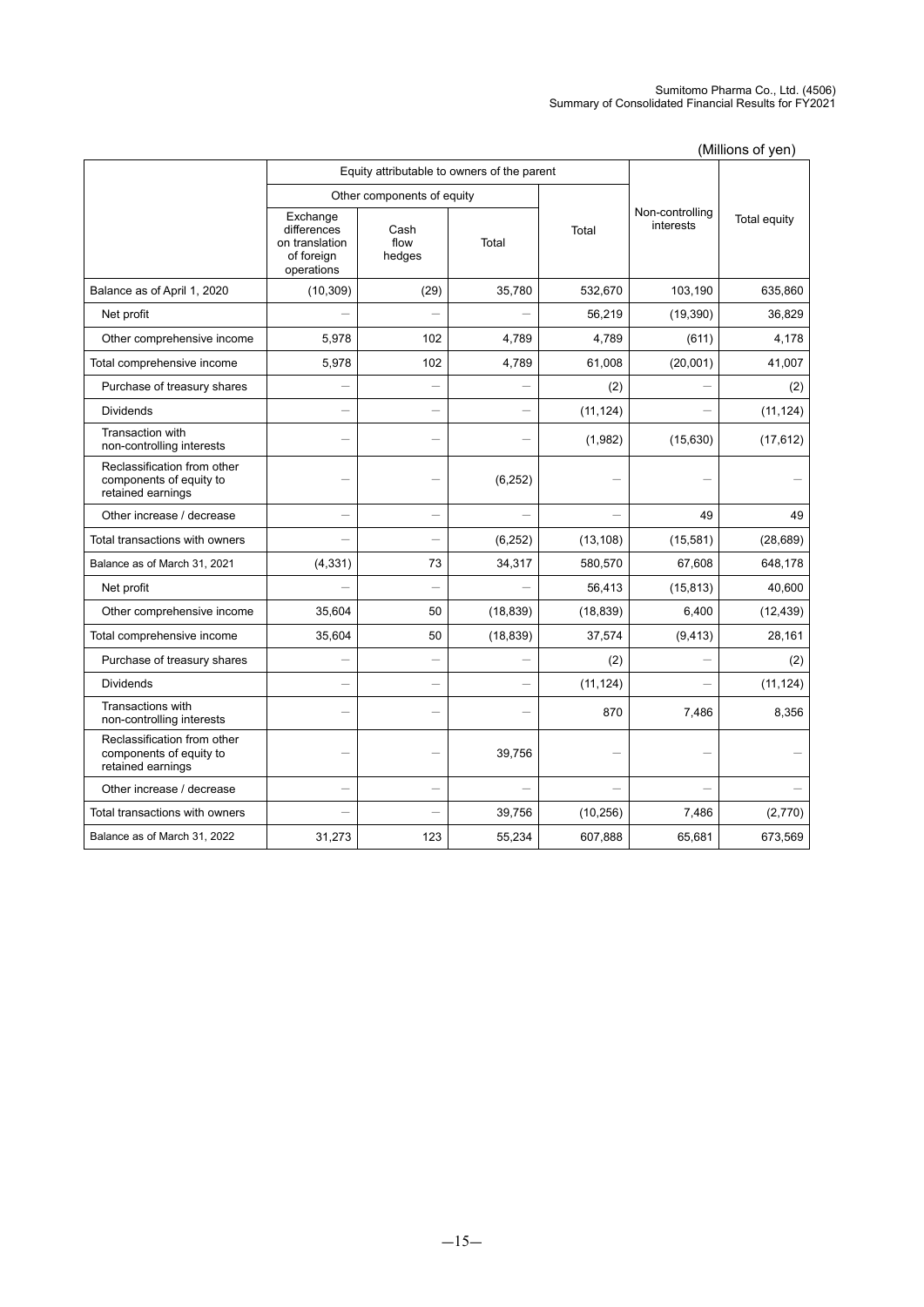(Millions of yen)

| | Equity attributable to owners of the parent | | | | Non-controlling interests | Total equity |
|---|---|---|---|---|---|---|
| | Other components of equity | | | Total | | |
| | Exchange differences on translation of foreign operations | Cash flow hedges | Total | | | |
| Balance as of April 1, 2020 | (10,309) | (29) | 35,780 | 532,670 | 103,190 | 635,860 |
| Net profit | － | － | － | 56,219 | (19,390) | 36,829 |
| Other comprehensive income | 5,978 | 102 | 4,789 | 4,789 | (611) | 4,178 |
| Total comprehensive income | 5,978 | 102 | 4,789 | 61,008 | (20,001) | 41,007 |
| Purchase of treasury shares | － | － | － | (2) | － | (2) |
| Dividends | － | － | － | (11,124) | － | (11,124) |
| Transaction with non-controlling interests | － | － | － | (1,982) | (15,630) | (17,612) |
| Reclassification from other components of equity to retained earnings | － | － | (6,252) | － | － | － |
| Other increase / decrease | － | － | － | － | 49 | 49 |
| Total transactions with owners | － | － | (6,252) | (13,108) | (15,581) | (28,689) |
| Balance as of March 31, 2021 | (4,331) | 73 | 34,317 | 580,570 | 67,608 | 648,178 |
| Net profit | － | － | － | 56,413 | (15,813) | 40,600 |
| Other comprehensive income | 35,604 | 50 | (18,839) | (18,839) | 6,400 | (12,439) |
| Total comprehensive income | 35,604 | 50 | (18,839) | 37,574 | (9,413) | 28,161 |
| Purchase of treasury shares | － | － | － | (2) | － | (2) |
| Dividends | － | － | － | (11,124) | － | (11,124) |
| Transactions with non-controlling interests | － | － | － | 870 | 7,486 | 8,356 |
| Reclassification from other components of equity to retained earnings | － | － | 39,756 | － | － | － |
| Other increase / decrease | － | － | － | － | － | － |
| Total transactions with owners | － | － | 39,756 | (10,256) | 7,486 | (2,770) |
| Balance as of March 31, 2022 | 31,273 | 123 | 55,234 | 607,888 | 65,681 | 673,569 |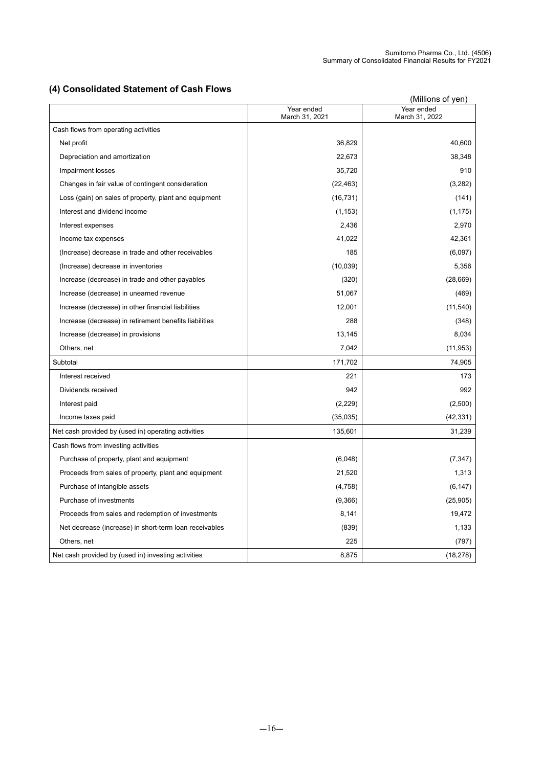### (4) Consolidated Statement of Cash Flows

(Millions of yen)

| | Year ended March 31, 2021 | Year ended March 31, 2022 |
|---|---|---|
| Cash flows from operating activities | | |
| Net profit | 36,829 | 40,600 |
| Depreciation and amortization | 22,673 | 38,348 |
| Impairment losses | 35,720 | 910 |
| Changes in fair value of contingent consideration | (22,463) | (3,282) |
| Loss (gain) on sales of property, plant and equipment | (16,731) | (141) |
| Interest and dividend income | (1,153) | (1,175) |
| Interest expenses | 2,436 | 2,970 |
| Income tax expenses | 41,022 | 42,361 |
| (Increase) decrease in trade and other receivables | 185 | (6,097) |
| (Increase) decrease in inventories | (10,039) | 5,356 |
| Increase (decrease) in trade and other payables | (320) | (28,669) |
| Increase (decrease) in unearned revenue | 51,067 | (469) |
| Increase (decrease) in other financial liabilities | 12,001 | (11,540) |
| Increase (decrease) in retirement benefits liabilities | 288 | (348) |
| Increase (decrease) in provisions | 13,145 | 8,034 |
| Others, net | 7,042 | (11,953) |
| Subtotal | 171,702 | 74,905 |
| Interest received | 221 | 173 |
| Dividends received | 942 | 992 |
| Interest paid | (2,229) | (2,500) |
| Income taxes paid | (35,035) | (42,331) |
| Net cash provided by (used in) operating activities | 135,601 | 31,239 |
| Cash flows from investing activities | | |
| Purchase of property, plant and equipment | (6,048) | (7,347) |
| Proceeds from sales of property, plant and equipment | 21,520 | 1,313 |
| Purchase of intangible assets | (4,758) | (6,147) |
| Purchase of investments | (9,366) | (25,905) |
| Proceeds from sales and redemption of investments | 8,141 | 19,472 |
| Net decrease (increase) in short-term loan receivables | (839) | 1,133 |
| Others, net | 225 | (797) |
| Net cash provided by (used in) investing activities | 8,875 | (18,278) |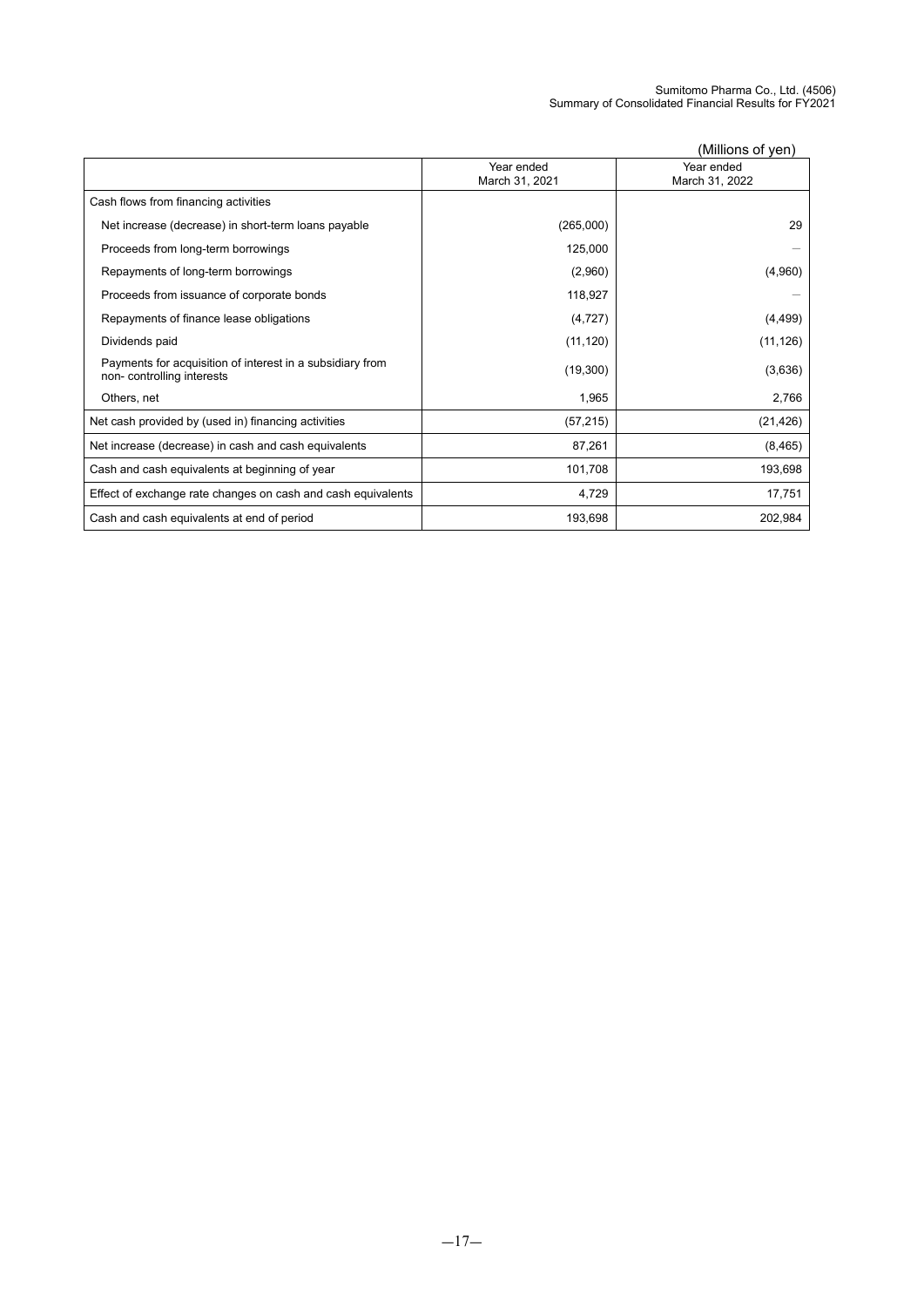(Millions of yen)

| | Year ended March 31, 2021 | Year ended March 31, 2022 |
|---|---|---|
| Cash flows from financing activities | | |
| Net increase (decrease) in short-term loans payable | (265,000) | 29 |
| Proceeds from long-term borrowings | 125,000 | — |
| Repayments of long-term borrowings | (2,960) | (4,960) |
| Proceeds from issuance of corporate bonds | 118,927 | — |
| Repayments of finance lease obligations | (4,727) | (4,499) |
| Dividends paid | (11,120) | (11,126) |
| Payments for acquisition of interest in a subsidiary from non- controlling interests | (19,300) | (3,636) |
| Others, net | 1,965 | 2,766 |
| Net cash provided by (used in) financing activities | (57,215) | (21,426) |
| Net increase (decrease) in cash and cash equivalents | 87,261 | (8,465) |
| Cash and cash equivalents at beginning of year | 101,708 | 193,698 |
| Effect of exchange rate changes on cash and cash equivalents | 4,729 | 17,751 |
| Cash and cash equivalents at end of period | 193,698 | 202,984 |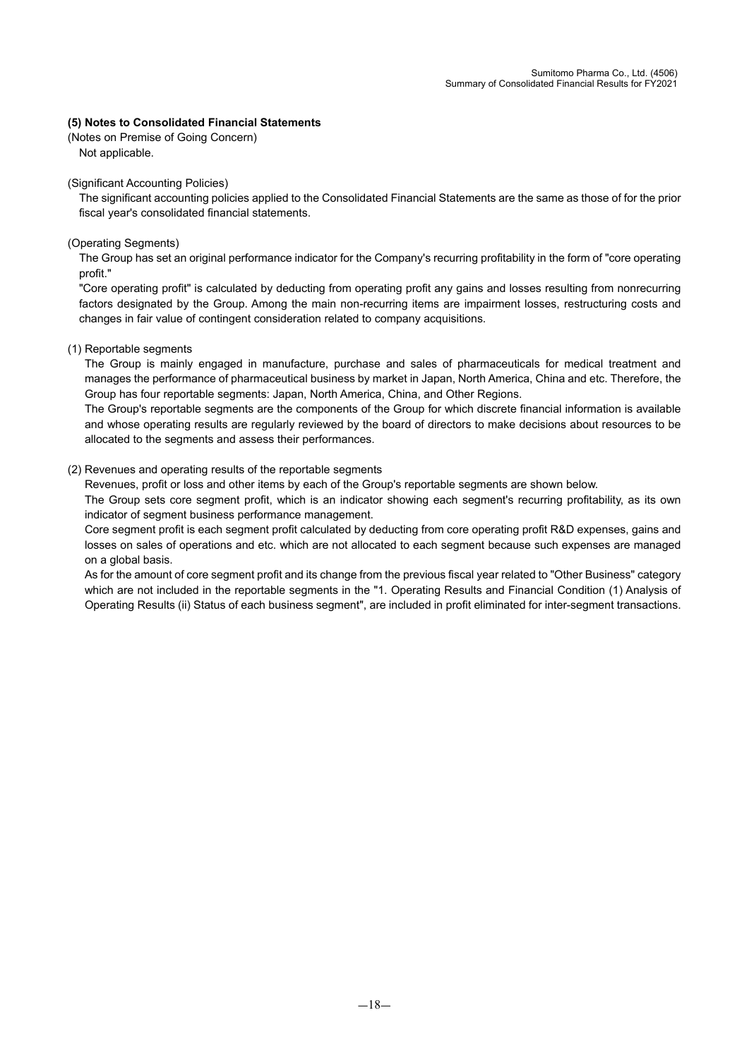### (5) Notes to Consolidated Financial Statements

(Notes on Premise of Going Concern)

Not applicable.

(Significant Accounting Policies)

The significant accounting policies applied to the Consolidated Financial Statements are the same as those of for the prior fiscal year's consolidated financial statements.

(Operating Segments)

The Group has set an original performance indicator for the Company's recurring profitability in the form of "core operating profit."

"Core operating profit" is calculated by deducting from operating profit any gains and losses resulting from nonrecurring factors designated by the Group. Among the main non-recurring items are impairment losses, restructuring costs and changes in fair value of contingent consideration related to company acquisitions.

(1) Reportable segments

The Group is mainly engaged in manufacture, purchase and sales of pharmaceuticals for medical treatment and manages the performance of pharmaceutical business by market in Japan, North America, China and etc. Therefore, the Group has four reportable segments: Japan, North America, China, and Other Regions.

The Group's reportable segments are the components of the Group for which discrete financial information is available and whose operating results are regularly reviewed by the board of directors to make decisions about resources to be allocated to the segments and assess their performances.

(2) Revenues and operating results of the reportable segments

Revenues, profit or loss and other items by each of the Group's reportable segments are shown below.

The Group sets core segment profit, which is an indicator showing each segment's recurring profitability, as its own indicator of segment business performance management.

Core segment profit is each segment profit calculated by deducting from core operating profit R&D expenses, gains and losses on sales of operations and etc. which are not allocated to each segment because such expenses are managed on a global basis.

As for the amount of core segment profit and its change from the previous fiscal year related to "Other Business" category which are not included in the reportable segments in the "1. Operating Results and Financial Condition (1) Analysis of Operating Results (ii) Status of each business segment", are included in profit eliminated for inter-segment transactions.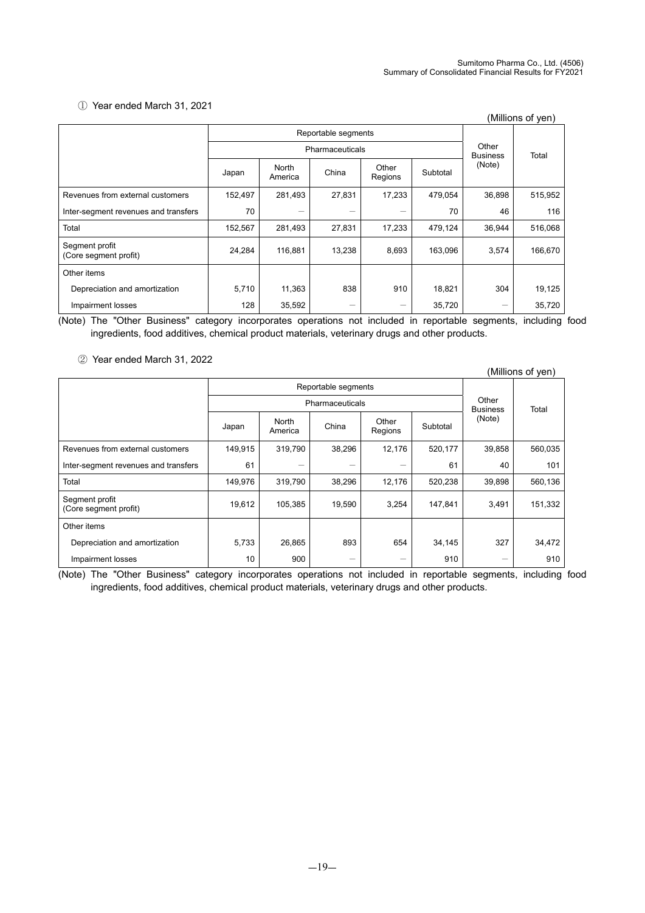① Year ended March 31, 2021

(Millions of yen)

| | Reportable segments | | | | | Other Business (Note) | Total |
|---|---|---|---|---|---|---|---|
| | Pharmaceuticals | | | | | | |
| | Japan | North America | China | Other Regions | Subtotal | | |
| Revenues from external customers | 152,497 | 281,493 | 27,831 | 17,233 | 479,054 | 36,898 | 515,952 |
| Inter-segment revenues and transfers | 70 | − | − | − | 70 | 46 | 116 |
| Total | 152,567 | 281,493 | 27,831 | 17,233 | 479,124 | 36,944 | 516,068 |
| Segment profit (Core segment profit) | 24,284 | 116,881 | 13,238 | 8,693 | 163,096 | 3,574 | 166,670 |
| Other items | | | | | | | |
| Depreciation and amortization | 5,710 | 11,363 | 838 | 910 | 18,821 | 304 | 19,125 |
| Impairment losses | 128 | 35,592 | − | − | 35,720 | − | 35,720 |

(Note) The "Other Business" category incorporates operations not included in reportable segments, including food ingredients, food additives, chemical product materials, veterinary drugs and other products.

② Year ended March 31, 2022

(Millions of yen)

| | Reportable segments | | | | | Other Business (Note) | Total |
|---|---|---|---|---|---|---|---|
| | Pharmaceuticals | | | | | | |
| | Japan | North America | China | Other Regions | Subtotal | | |
| Revenues from external customers | 149,915 | 319,790 | 38,296 | 12,176 | 520,177 | 39,858 | 560,035 |
| Inter-segment revenues and transfers | 61 | − | − | − | 61 | 40 | 101 |
| Total | 149,976 | 319,790 | 38,296 | 12,176 | 520,238 | 39,898 | 560,136 |
| Segment profit (Core segment profit) | 19,612 | 105,385 | 19,590 | 3,254 | 147,841 | 3,491 | 151,332 |
| Other items | | | | | | | |
| Depreciation and amortization | 5,733 | 26,865 | 893 | 654 | 34,145 | 327 | 34,472 |
| Impairment losses | 10 | 900 | − | − | 910 | − | 910 |

(Note) The "Other Business" category incorporates operations not included in reportable segments, including food ingredients, food additives, chemical product materials, veterinary drugs and other products.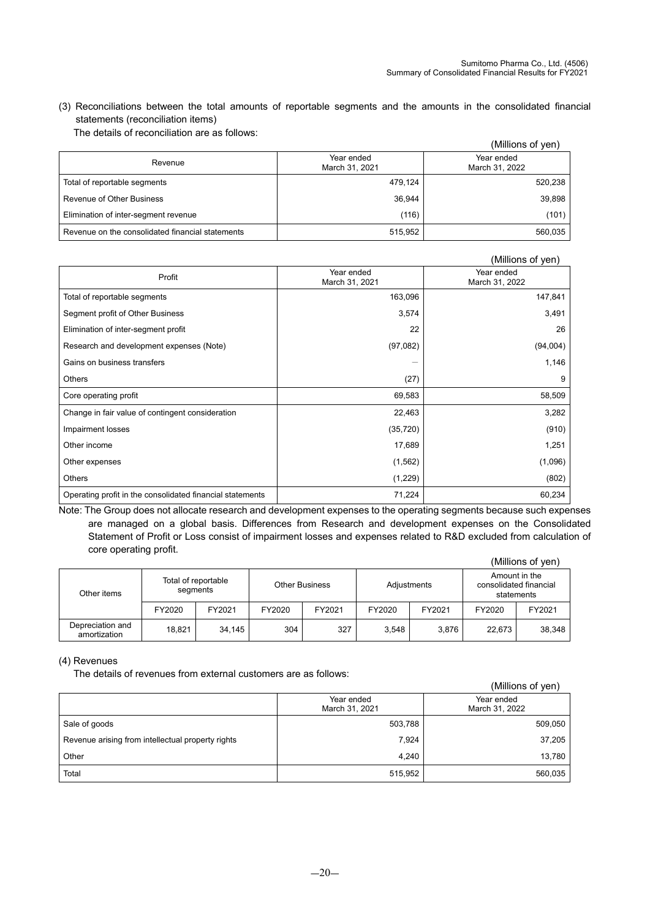(3) Reconciliations between the total amounts of reportable segments and the amounts in the consolidated financial statements (reconciliation items)

The details of reconciliation are as follows:

(Millions of yen)

| Revenue | Year ended March 31, 2021 | Year ended March 31, 2022 |
|---|---|---|
| Total of reportable segments | 479,124 | 520,238 |
| Revenue of Other Business | 36,944 | 39,898 |
| Elimination of inter-segment revenue | (116) | (101) |
| Revenue on the consolidated financial statements | 515,952 | 560,035 |

(Millions of yen)

| Profit | Year ended March 31, 2021 | Year ended March 31, 2022 |
|---|---|---|
| Total of reportable segments | 163,096 | 147,841 |
| Segment profit of Other Business | 3,574 | 3,491 |
| Elimination of inter-segment profit | 22 | 26 |
| Research and development expenses (Note) | (97,082) | (94,004) |
| Gains on business transfers | － | 1,146 |
| Others | (27) | 9 |
| Core operating profit | 69,583 | 58,509 |
| Change in fair value of contingent consideration | 22,463 | 3,282 |
| Impairment losses | (35,720) | (910) |
| Other income | 17,689 | 1,251 |
| Other expenses | (1,562) | (1,096) |
| Others | (1,229) | (802) |
| Operating profit in the consolidated financial statements | 71,224 | 60,234 |

Note: The Group does not allocate research and development expenses to the operating segments because such expenses are managed on a global basis. Differences from Research and development expenses on the Consolidated Statement of Profit or Loss consist of impairment losses and expenses related to R&D excluded from calculation of core operating profit.

(Millions of yen)

| Other items | Total of reportable segments | | Other Business | | Adjustments | | Amount in the consolidated financial statements | |
|---|---|---|---|---|---|---|---|---|
| | FY2020 | FY2021 | FY2020 | FY2021 | FY2020 | FY2021 | FY2020 | FY2021 |
| Depreciation and amortization | 18,821 | 34,145 | 304 | 327 | 3,548 | 3,876 | 22,673 | 38,348 |

(4) Revenues

The details of revenues from external customers are as follows:

(Millions of yen)

| | Year ended March 31, 2021 | Year ended March 31, 2022 |
|---|---|---|
| Sale of goods | 503,788 | 509,050 |
| Revenue arising from intellectual property rights | 7,924 | 37,205 |
| Other | 4,240 | 13,780 |
| Total | 515,952 | 560,035 |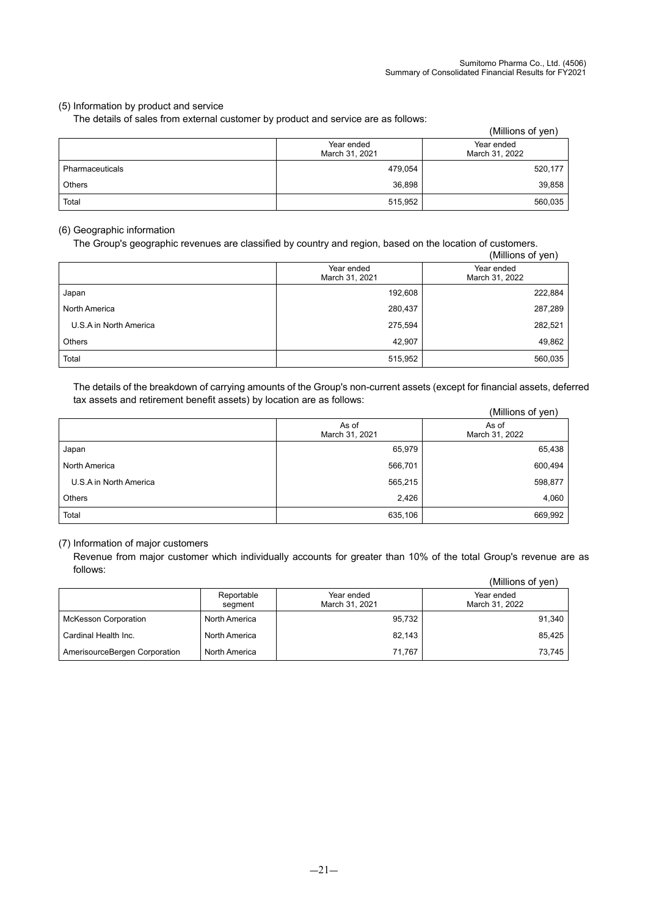### (5) Information by product and service

The details of sales from external customer by product and service are as follows:

(Millions of yen)

| | Year ended March 31, 2021 | Year ended March 31, 2022 |
|---|---|---|
| Pharmaceuticals | 479,054 | 520,177 |
| Others | 36,898 | 39,858 |
| Total | 515,952 | 560,035 |

### (6) Geographic information

The Group's geographic revenues are classified by country and region, based on the location of customers.

(Millions of yen)

| | Year ended March 31, 2021 | Year ended March 31, 2022 |
|---|---|---|
| Japan | 192,608 | 222,884 |
| North America | 280,437 | 287,289 |
| U.S.A in North America | 275,594 | 282,521 |
| Others | 42,907 | 49,862 |
| Total | 515,952 | 560,035 |

The details of the breakdown of carrying amounts of the Group's non-current assets (except for financial assets, deferred tax assets and retirement benefit assets) by location are as follows:

(Millions of yen)

| | As of March 31, 2021 | As of March 31, 2022 |
|---|---|---|
| Japan | 65,979 | 65,438 |
| North America | 566,701 | 600,494 |
| U.S.A in North America | 565,215 | 598,877 |
| Others | 2,426 | 4,060 |
| Total | 635,106 | 669,992 |

### (7) Information of major customers

Revenue from major customer which individually accounts for greater than 10% of the total Group's revenue are as follows:

(Millions of yen)

| | Reportable segment | Year ended March 31, 2021 | Year ended March 31, 2022 |
|---|---|---|---|
| McKesson Corporation | North America | 95,732 | 91,340 |
| Cardinal Health Inc. | North America | 82,143 | 85,425 |
| AmerisourceBergen Corporation | North America | 71,767 | 73,745 |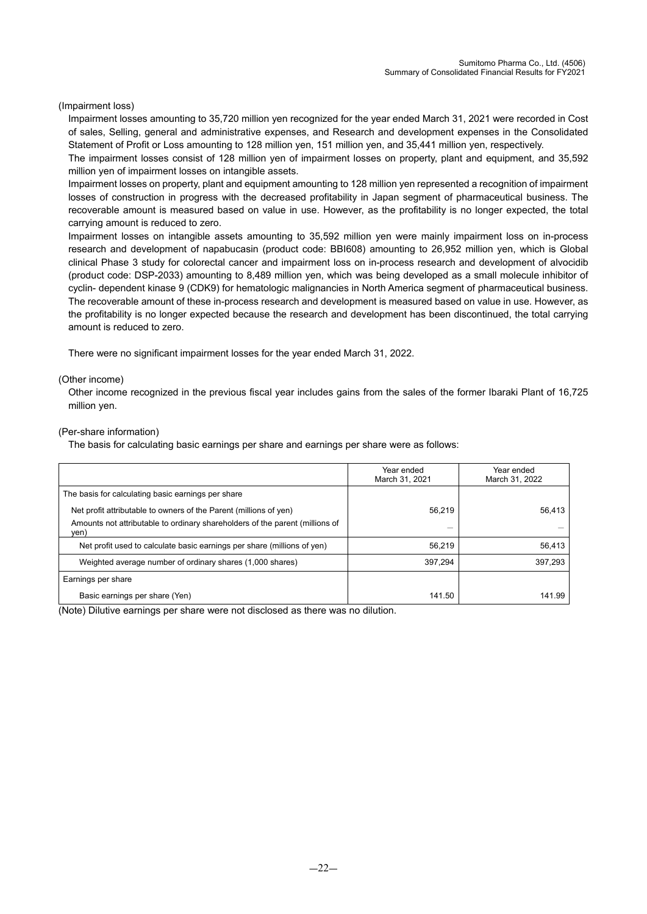(Impairment loss)

Impairment losses amounting to 35,720 million yen recognized for the year ended March 31, 2021 were recorded in Cost of sales, Selling, general and administrative expenses, and Research and development expenses in the Consolidated Statement of Profit or Loss amounting to 128 million yen, 151 million yen, and 35,441 million yen, respectively.

The impairment losses consist of 128 million yen of impairment losses on property, plant and equipment, and 35,592 million yen of impairment losses on intangible assets.

Impairment losses on property, plant and equipment amounting to 128 million yen represented a recognition of impairment losses of construction in progress with the decreased profitability in Japan segment of pharmaceutical business. The recoverable amount is measured based on value in use. However, as the profitability is no longer expected, the total carrying amount is reduced to zero.

Impairment losses on intangible assets amounting to 35,592 million yen were mainly impairment loss on in-process research and development of napabucasin (product code: BBI608) amounting to 26,952 million yen, which is Global clinical Phase 3 study for colorectal cancer and impairment loss on in-process research and development of alvocidib (product code: DSP-2033) amounting to 8,489 million yen, which was being developed as a small molecule inhibitor of cyclin- dependent kinase 9 (CDK9) for hematologic malignancies in North America segment of pharmaceutical business. The recoverable amount of these in-process research and development is measured based on value in use. However, as the profitability is no longer expected because the research and development has been discontinued, the total carrying amount is reduced to zero.

There were no significant impairment losses for the year ended March 31, 2022.

(Other income)

Other income recognized in the previous fiscal year includes gains from the sales of the former Ibaraki Plant of 16,725 million yen.

(Per-share information)

The basis for calculating basic earnings per share and earnings per share were as follows:

| | Year ended March 31, 2021 | Year ended March 31, 2022 |
|---|---|---|
| The basis for calculating basic earnings per share | | |
| Net profit attributable to owners of the Parent (millions of yen) | 56,219 | 56,413 |
| Amounts not attributable to ordinary shareholders of the parent (millions of yen) | — | — |
| Net profit used to calculate basic earnings per share (millions of yen) | 56,219 | 56,413 |
| Weighted average number of ordinary shares (1,000 shares) | 397,294 | 397,293 |
| Earnings per share | | |
| Basic earnings per share (Yen) | 141.50 | 141.99 |

(Note) Dilutive earnings per share were not disclosed as there was no dilution.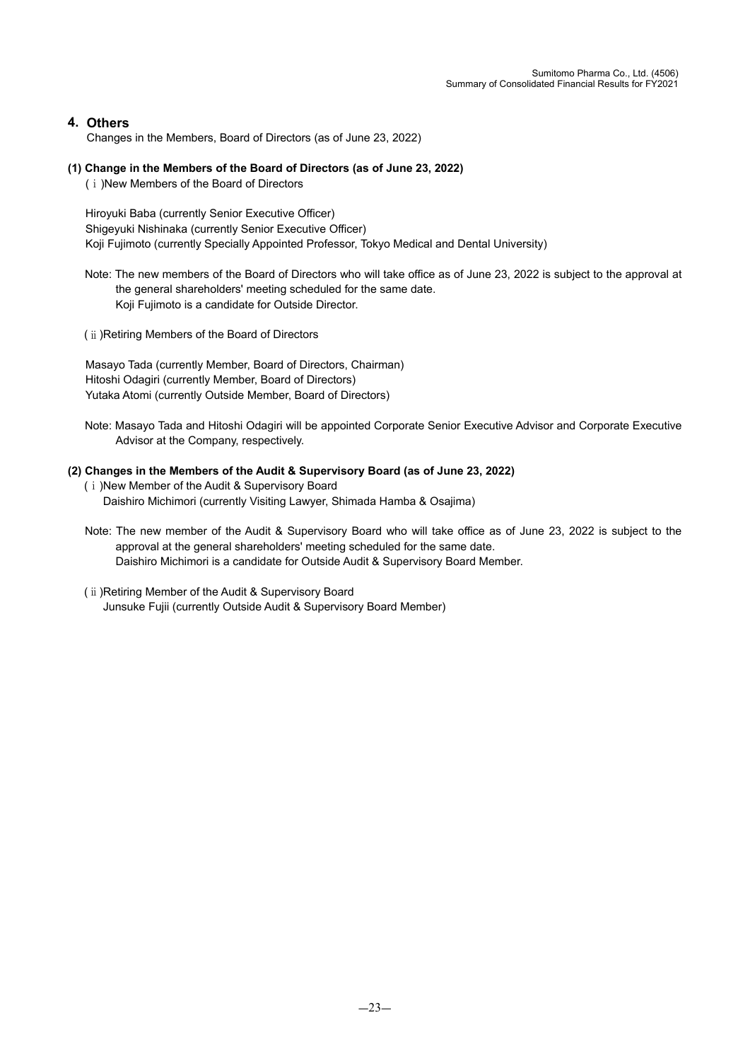## 4. Others

Changes in the Members, Board of Directors (as of June 23, 2022)

### (1) Change in the Members of the Board of Directors (as of June 23, 2022)

(ⅰ)New Members of the Board of Directors

Hiroyuki Baba (currently Senior Executive Officer)
Shigeyuki Nishinaka (currently Senior Executive Officer)
Koji Fujimoto (currently Specially Appointed Professor, Tokyo Medical and Dental University)

Note: The new members of the Board of Directors who will take office as of June 23, 2022 is subject to the approval at the general shareholders' meeting scheduled for the same date.
Koji Fujimoto is a candidate for Outside Director.

(ⅱ)Retiring Members of the Board of Directors

Masayo Tada (currently Member, Board of Directors, Chairman)
Hitoshi Odagiri (currently Member, Board of Directors)
Yutaka Atomi (currently Outside Member, Board of Directors)

Note: Masayo Tada and Hitoshi Odagiri will be appointed Corporate Senior Executive Advisor and Corporate Executive Advisor at the Company, respectively.

### (2) Changes in the Members of the Audit & Supervisory Board (as of June 23, 2022)

(ⅰ)New Member of the Audit & Supervisory Board
Daishiro Michimori (currently Visiting Lawyer, Shimada Hamba & Osajima)

Note: The new member of the Audit & Supervisory Board who will take office as of June 23, 2022 is subject to the approval at the general shareholders' meeting scheduled for the same date.
Daishiro Michimori is a candidate for Outside Audit & Supervisory Board Member.

(ⅱ)Retiring Member of the Audit & Supervisory Board
Junsuke Fujii (currently Outside Audit & Supervisory Board Member)